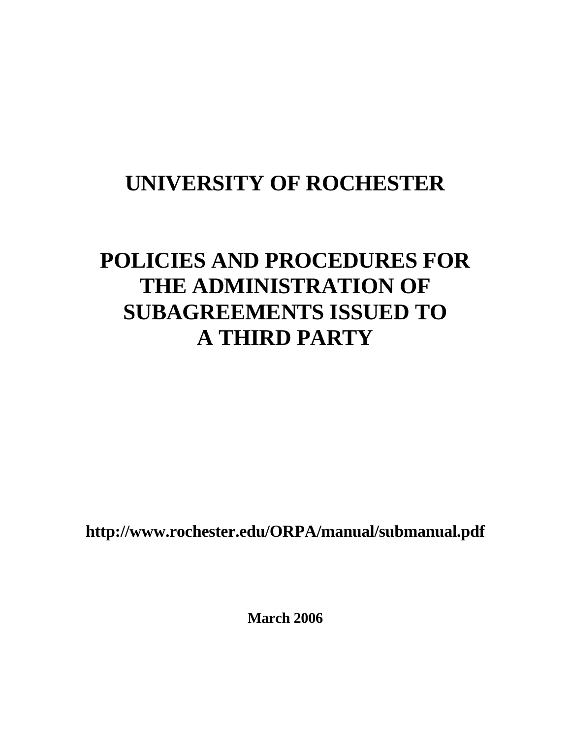# UNIVERSITY OF ROCHESTER

# POLICIES AND PROCEDURES FOR THE ADMINISTRATION OF SUBAGREEMENTS ISSUED TO A THIRD PARTY

**http://www.rochester.edu/ORPA/manual/submanual.pdf**

**March 2006**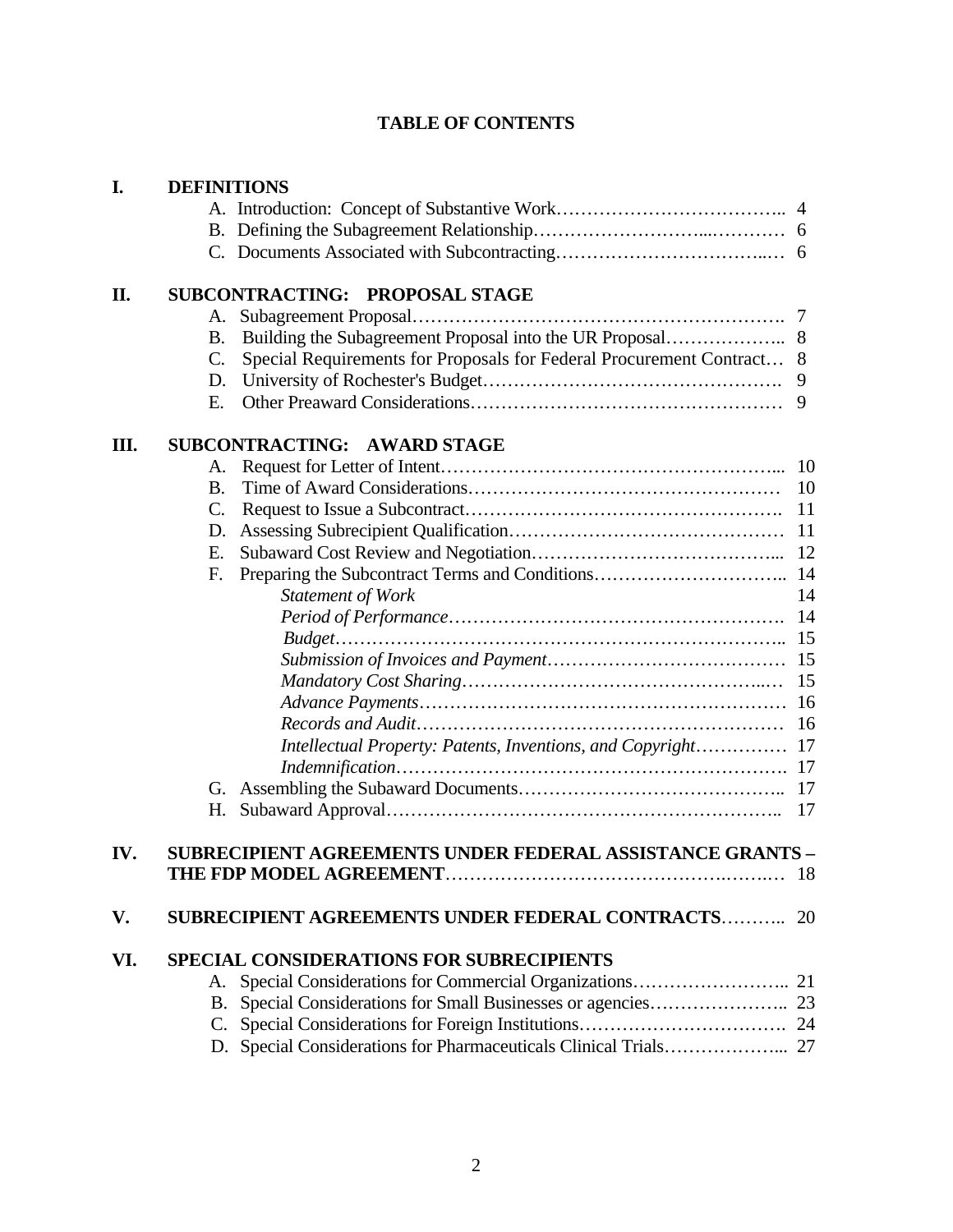# TABLE OF CONTENTS

**I. DEFINITIONS**

- A. Introduction: Concept of Substantive Work……………………………….. 4
- B. Defining the Subagreement Relationship……………………...………… 6
- C. Documents Associated with Subcontracting…………………………..… 6

**II. SUBCONTRACTING: PROPOSAL STAGE**

- A. Subagreement Proposal……………………………………………………. 7
- B. Building the Subagreement Proposal into the UR Proposal……………….. 8
- C. Special Requirements for Proposals for Federal Procurement Contract… 8
- D. University of Rochester's Budget………………………………………. 9
- E. Other Preaward Considerations…………………………………………… 9

**III. SUBCONTRACTING: AWARD STAGE**

- A. Request for Letter of Intent………………………………………………... 10
- B. Time of Award Considerations…………………………………………… 10
- C. Request to Issue a Subcontract……………………………………………. 11
- D. Assessing Subrecipient Qualification……………………………………… 11
- E. Subaward Cost Review and Negotiation…………………………………... 12
- F. Preparing the Subcontract Terms and Conditions………………………….. 14
  - *Statement of Work* 14
  - *Period of Performance*………………………………………………. 14
  - *Budget*……………………………………………………………….. 15
  - *Submission of Invoices and Payment*………………………………… 15
  - *Mandatory Cost Sharing*…………………………………………..… 15
  - *Advance Payments*…………………………………………………… 16
  - *Records and Audit*…………………………………………………… 16
  - *Intellectual Property: Patents, Inventions, and Copyright*…………… 17
  - *Indemnification*………………………………………………………. 17
- G. Assembling the Subaward Documents…………………………………….. 17
- H. Subaward Approval……………………………………………………….. 17

**IV. SUBRECIPIENT AGREEMENTS UNDER FEDERAL ASSISTANCE GRANTS – THE FDP MODEL AGREEMENT**………………………………………….……. 18

**V. SUBRECIPIENT AGREEMENTS UNDER FEDERAL CONTRACTS**……….. 20

**VI. SPECIAL CONSIDERATIONS FOR SUBRECIPIENTS**

- A. Special Considerations for Commercial Organizations…………………….. 21
- B. Special Considerations for Small Businesses or agencies………………….. 23
- C. Special Considerations for Foreign Institutions……………………………. 24
- D. Special Considerations for Pharmaceuticals Clinical Trials………………... 27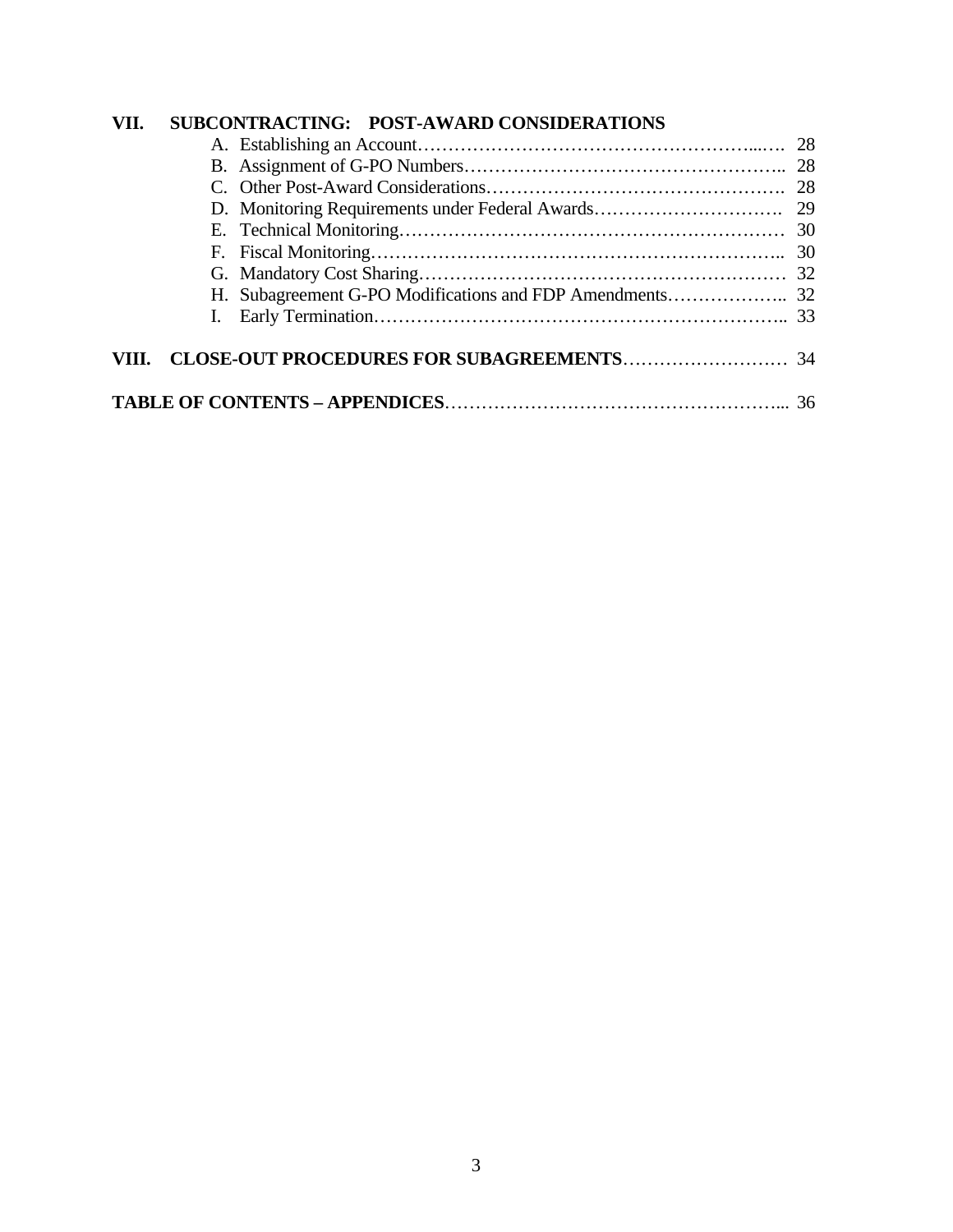**VII. SUBCONTRACTING: POST-AWARD CONSIDERATIONS**

A. Establishing an Account………………………………………………...…. 28
B. Assignment of G-PO Numbers…………………………………………….. 28
C. Other Post-Award Considerations…………………………………………. 28
D. Monitoring Requirements under Federal Awards…………………………. 29
E. Technical Monitoring……………………………………………………… 30
F. Fiscal Monitoring………………………………………………………….. 30
G. Mandatory Cost Sharing…………………………………………………… 32
H. Subagreement G-PO Modifications and FDP Amendments……………….. 32
I. Early Termination………………………………………………………….. 33

**VIII. CLOSE-OUT PROCEDURES FOR SUBAGREEMENTS**……………………… 34

**TABLE OF CONTENTS – APPENDICES**……………………………………………... 36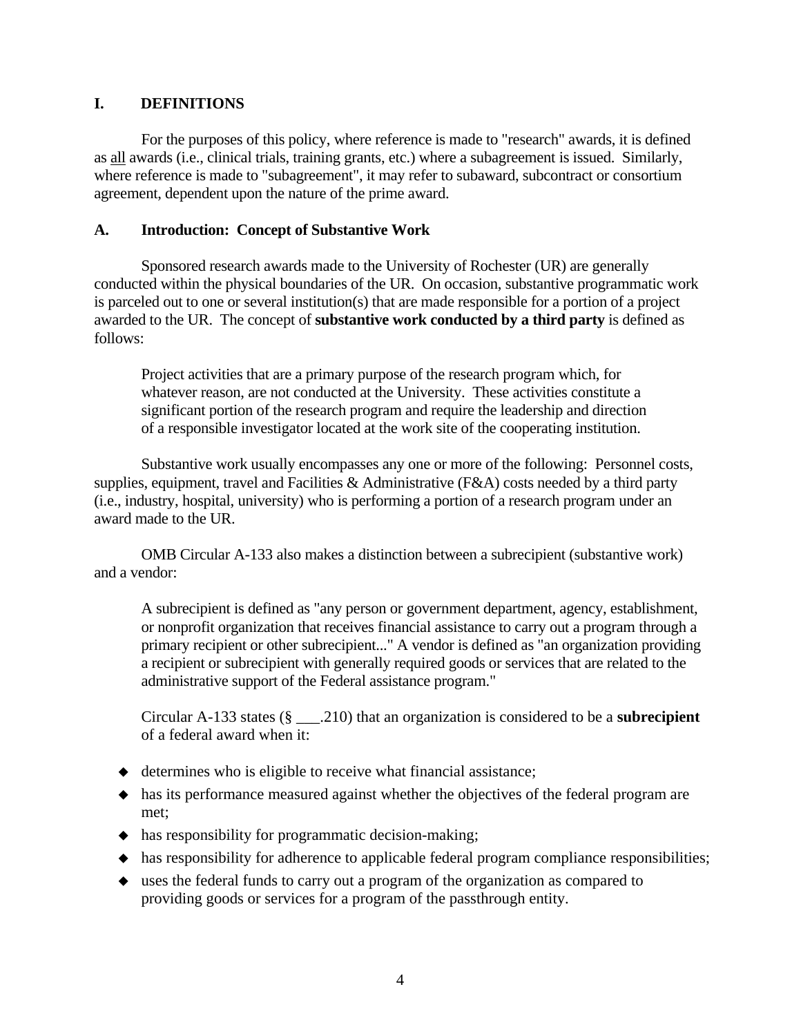## I. DEFINITIONS

For the purposes of this policy, where reference is made to "research" awards, it is defined as <u>all</u> awards (i.e., clinical trials, training grants, etc.) where a subagreement is issued. Similarly, where reference is made to "subagreement", it may refer to subaward, subcontract or consortium agreement, dependent upon the nature of the prime award.

### A. Introduction: Concept of Substantive Work

Sponsored research awards made to the University of Rochester (UR) are generally conducted within the physical boundaries of the UR. On occasion, substantive programmatic work is parceled out to one or several institution(s) that are made responsible for a portion of a project awarded to the UR. The concept of **substantive work conducted by a third party** is defined as follows:

> Project activities that are a primary purpose of the research program which, for whatever reason, are not conducted at the University. These activities constitute a significant portion of the research program and require the leadership and direction of a responsible investigator located at the work site of the cooperating institution.

Substantive work usually encompasses any one or more of the following: Personnel costs, supplies, equipment, travel and Facilities & Administrative (F&A) costs needed by a third party (i.e., industry, hospital, university) who is performing a portion of a research program under an award made to the UR.

OMB Circular A-133 also makes a distinction between a subrecipient (substantive work) and a vendor:

> A subrecipient is defined as "any person or government department, agency, establishment, or nonprofit organization that receives financial assistance to carry out a program through a primary recipient or other subrecipient..." A vendor is defined as "an organization providing a recipient or subrecipient with generally required goods or services that are related to the administrative support of the Federal assistance program."
>
> Circular A-133 states (§ ___.210) that an organization is considered to be a **subrecipient** of a federal award when it:

- determines who is eligible to receive what financial assistance;
- has its performance measured against whether the objectives of the federal program are met;
- has responsibility for programmatic decision-making;
- has responsibility for adherence to applicable federal program compliance responsibilities;
- uses the federal funds to carry out a program of the organization as compared to providing goods or services for a program of the passthrough entity.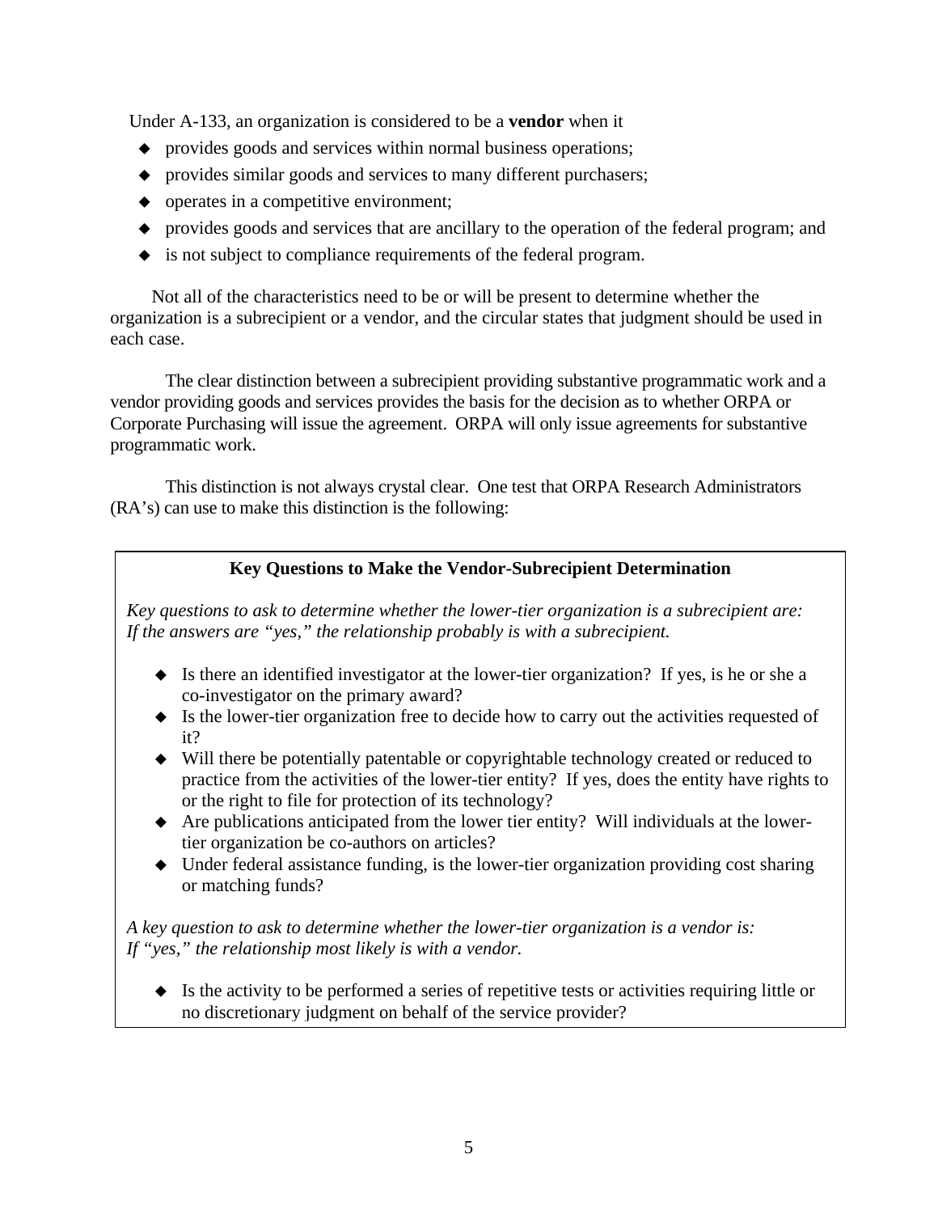Under A-133, an organization is considered to be a **vendor** when it

- provides goods and services within normal business operations;
- provides similar goods and services to many different purchasers;
- operates in a competitive environment;
- provides goods and services that are ancillary to the operation of the federal program; and
- is not subject to compliance requirements of the federal program.

Not all of the characteristics need to be or will be present to determine whether the organization is a subrecipient or a vendor, and the circular states that judgment should be used in each case.

The clear distinction between a subrecipient providing substantive programmatic work and a vendor providing goods and services provides the basis for the decision as to whether ORPA or Corporate Purchasing will issue the agreement. ORPA will only issue agreements for substantive programmatic work.

This distinction is not always crystal clear. One test that ORPA Research Administrators (RA's) can use to make this distinction is the following:

**Key Questions to Make the Vendor-Subrecipient Determination**

*Key questions to ask to determine whether the lower-tier organization is a subrecipient are: If the answers are "yes," the relationship probably is with a subrecipient.*

- Is there an identified investigator at the lower-tier organization? If yes, is he or she a co-investigator on the primary award?
- Is the lower-tier organization free to decide how to carry out the activities requested of it?
- Will there be potentially patentable or copyrightable technology created or reduced to practice from the activities of the lower-tier entity? If yes, does the entity have rights to or the right to file for protection of its technology?
- Are publications anticipated from the lower tier entity? Will individuals at the lower-tier organization be co-authors on articles?
- Under federal assistance funding, is the lower-tier organization providing cost sharing or matching funds?

*A key question to ask to determine whether the lower-tier organization is a vendor is: If "yes," the relationship most likely is with a vendor.*

- Is the activity to be performed a series of repetitive tests or activities requiring little or no discretionary judgment on behalf of the service provider?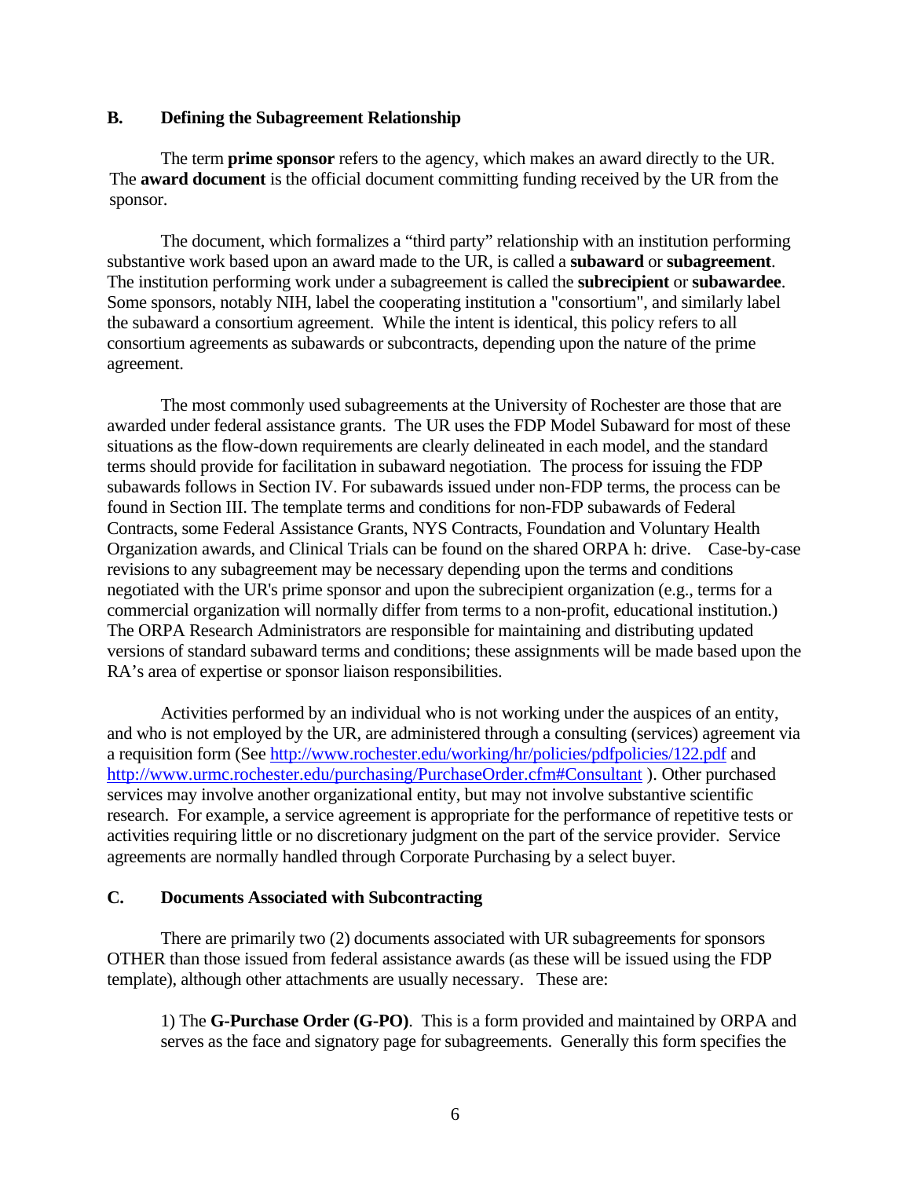### B. Defining the Subagreement Relationship

The term **prime sponsor** refers to the agency, which makes an award directly to the UR. The **award document** is the official document committing funding received by the UR from the sponsor.

The document, which formalizes a "third party" relationship with an institution performing substantive work based upon an award made to the UR, is called a **subaward** or **subagreement**. The institution performing work under a subagreement is called the **subrecipient** or **subawardee**. Some sponsors, notably NIH, label the cooperating institution a "consortium", and similarly label the subaward a consortium agreement. While the intent is identical, this policy refers to all consortium agreements as subawards or subcontracts, depending upon the nature of the prime agreement.

The most commonly used subagreements at the University of Rochester are those that are awarded under federal assistance grants. The UR uses the FDP Model Subaward for most of these situations as the flow-down requirements are clearly delineated in each model, and the standard terms should provide for facilitation in subaward negotiation. The process for issuing the FDP subawards follows in Section IV. For subawards issued under non-FDP terms, the process can be found in Section III. The template terms and conditions for non-FDP subawards of Federal Contracts, some Federal Assistance Grants, NYS Contracts, Foundation and Voluntary Health Organization awards, and Clinical Trials can be found on the shared ORPA h: drive. Case-by-case revisions to any subagreement may be necessary depending upon the terms and conditions negotiated with the UR's prime sponsor and upon the subrecipient organization (e.g., terms for a commercial organization will normally differ from terms to a non-profit, educational institution.) The ORPA Research Administrators are responsible for maintaining and distributing updated versions of standard subaward terms and conditions; these assignments will be made based upon the RA's area of expertise or sponsor liaison responsibilities.

Activities performed by an individual who is not working under the auspices of an entity, and who is not employed by the UR, are administered through a consulting (services) agreement via a requisition form (See http://www.rochester.edu/working/hr/policies/pdfpolicies/122.pdf and http://www.urmc.rochester.edu/purchasing/PurchaseOrder.cfm#Consultant ). Other purchased services may involve another organizational entity, but may not involve substantive scientific research. For example, a service agreement is appropriate for the performance of repetitive tests or activities requiring little or no discretionary judgment on the part of the service provider. Service agreements are normally handled through Corporate Purchasing by a select buyer.

### C. Documents Associated with Subcontracting

There are primarily two (2) documents associated with UR subagreements for sponsors OTHER than those issued from federal assistance awards (as these will be issued using the FDP template), although other attachments are usually necessary. These are:

1) The **G-Purchase Order (G-PO)**. This is a form provided and maintained by ORPA and serves as the face and signatory page for subagreements. Generally this form specifies the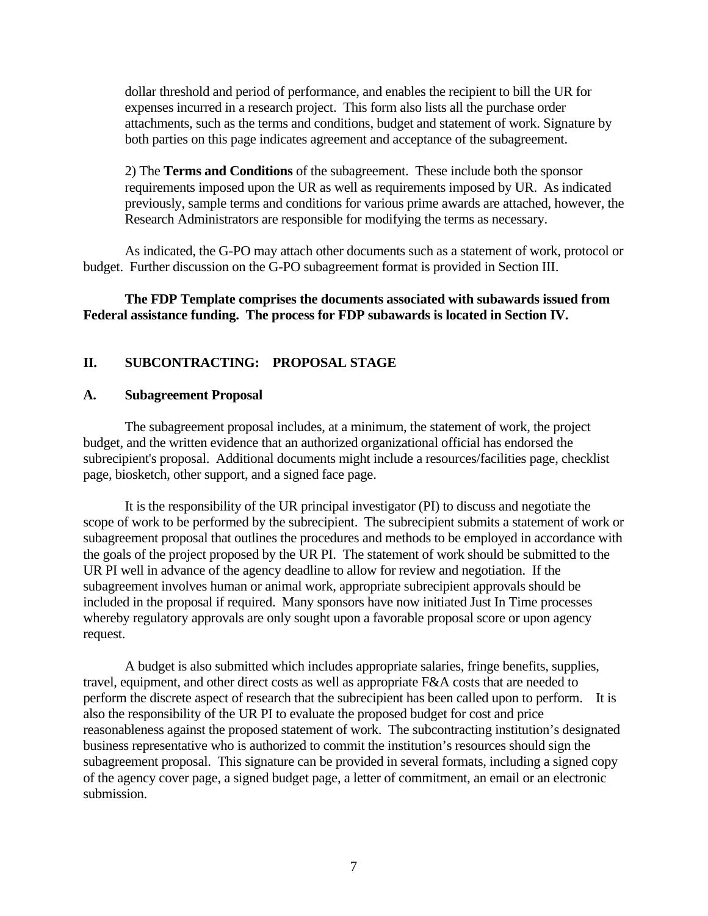dollar threshold and period of performance, and enables the recipient to bill the UR for expenses incurred in a research project. This form also lists all the purchase order attachments, such as the terms and conditions, budget and statement of work. Signature by both parties on this page indicates agreement and acceptance of the subagreement.

2) The **Terms and Conditions** of the subagreement. These include both the sponsor requirements imposed upon the UR as well as requirements imposed by UR. As indicated previously, sample terms and conditions for various prime awards are attached, however, the Research Administrators are responsible for modifying the terms as necessary.

As indicated, the G-PO may attach other documents such as a statement of work, protocol or budget. Further discussion on the G-PO subagreement format is provided in Section III.

**The FDP Template comprises the documents associated with subawards issued from Federal assistance funding. The process for FDP subawards is located in Section IV.**

## II. SUBCONTRACTING: PROPOSAL STAGE

### A. Subagreement Proposal

The subagreement proposal includes, at a minimum, the statement of work, the project budget, and the written evidence that an authorized organizational official has endorsed the subrecipient's proposal. Additional documents might include a resources/facilities page, checklist page, biosketch, other support, and a signed face page.

It is the responsibility of the UR principal investigator (PI) to discuss and negotiate the scope of work to be performed by the subrecipient. The subrecipient submits a statement of work or subagreement proposal that outlines the procedures and methods to be employed in accordance with the goals of the project proposed by the UR PI. The statement of work should be submitted to the UR PI well in advance of the agency deadline to allow for review and negotiation. If the subagreement involves human or animal work, appropriate subrecipient approvals should be included in the proposal if required. Many sponsors have now initiated Just In Time processes whereby regulatory approvals are only sought upon a favorable proposal score or upon agency request.

A budget is also submitted which includes appropriate salaries, fringe benefits, supplies, travel, equipment, and other direct costs as well as appropriate F&A costs that are needed to perform the discrete aspect of research that the subrecipient has been called upon to perform. It is also the responsibility of the UR PI to evaluate the proposed budget for cost and price reasonableness against the proposed statement of work. The subcontracting institution's designated business representative who is authorized to commit the institution's resources should sign the subagreement proposal. This signature can be provided in several formats, including a signed copy of the agency cover page, a signed budget page, a letter of commitment, an email or an electronic submission.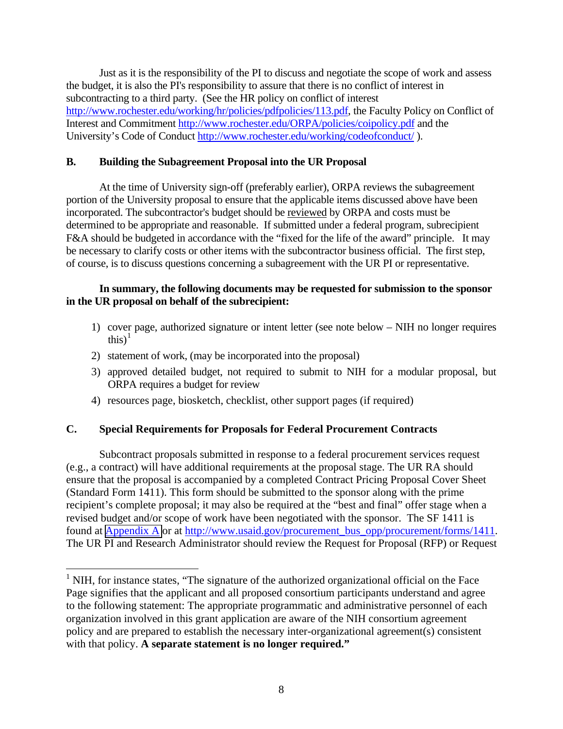Just as it is the responsibility of the PI to discuss and negotiate the scope of work and assess the budget, it is also the PI's responsibility to assure that there is no conflict of interest in subcontracting to a third party. (See the HR policy on conflict of interest http://www.rochester.edu/working/hr/policies/pdfpolicies/113.pdf, the Faculty Policy on Conflict of Interest and Commitment http://www.rochester.edu/ORPA/policies/coipolicy.pdf and the University's Code of Conduct http://www.rochester.edu/working/codeofconduct/ ).

## B. Building the Subagreement Proposal into the UR Proposal

At the time of University sign-off (preferably earlier), ORPA reviews the subagreement portion of the University proposal to ensure that the applicable items discussed above have been incorporated. The subcontractor's budget should be reviewed by ORPA and costs must be determined to be appropriate and reasonable. If submitted under a federal program, subrecipient F&A should be budgeted in accordance with the "fixed for the life of the award" principle. It may be necessary to clarify costs or other items with the subcontractor business official. The first step, of course, is to discuss questions concerning a subagreement with the UR PI or representative.

**In summary, the following documents may be requested for submission to the sponsor in the UR proposal on behalf of the subrecipient:**

1) cover page, authorized signature or intent letter (see note below – NIH no longer requires this)[1]
2) statement of work, (may be incorporated into the proposal)
3) approved detailed budget, not required to submit to NIH for a modular proposal, but ORPA requires a budget for review
4) resources page, biosketch, checklist, other support pages (if required)

## C. Special Requirements for Proposals for Federal Procurement Contracts

Subcontract proposals submitted in response to a federal procurement services request (e.g., a contract) will have additional requirements at the proposal stage. The UR RA should ensure that the proposal is accompanied by a completed Contract Pricing Proposal Cover Sheet (Standard Form 1411). This form should be submitted to the sponsor along with the prime recipient's complete proposal; it may also be required at the "best and final" offer stage when a revised budget and/or scope of work have been negotiated with the sponsor. The SF 1411 is found at Appendix A or at http://www.usaid.gov/procurement_bus_opp/procurement/forms/1411. The UR PI and Research Administrator should review the Request for Proposal (RFP) or Request

---

[1] NIH, for instance states, "The signature of the authorized organizational official on the Face Page signifies that the applicant and all proposed consortium participants understand and agree to the following statement: The appropriate programmatic and administrative personnel of each organization involved in this grant application are aware of the NIH consortium agreement policy and are prepared to establish the necessary inter-organizational agreement(s) consistent with that policy. **A separate statement is no longer required."**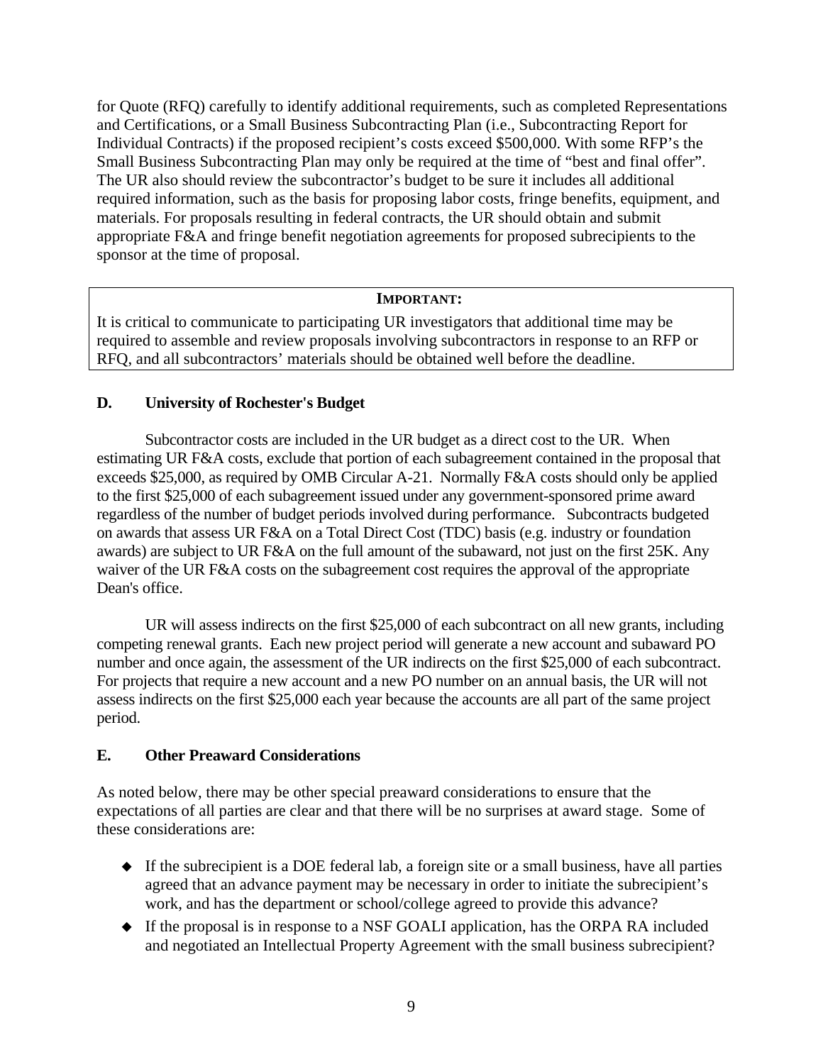for Quote (RFQ) carefully to identify additional requirements, such as completed Representations and Certifications, or a Small Business Subcontracting Plan (i.e., Subcontracting Report for Individual Contracts) if the proposed recipient's costs exceed $500,000. With some RFP's the Small Business Subcontracting Plan may only be required at the time of "best and final offer". The UR also should review the subcontractor's budget to be sure it includes all additional required information, such as the basis for proposing labor costs, fringe benefits, equipment, and materials. For proposals resulting in federal contracts, the UR should obtain and submit appropriate F&A and fringe benefit negotiation agreements for proposed subrecipients to the sponsor at the time of proposal.

> **IMPORTANT:**
>
> It is critical to communicate to participating UR investigators that additional time may be required to assemble and review proposals involving subcontractors in response to an RFP or RFQ, and all subcontractors' materials should be obtained well before the deadline.

### D. University of Rochester's Budget

Subcontractor costs are included in the UR budget as a direct cost to the UR. When estimating UR F&A costs, exclude that portion of each subagreement contained in the proposal that exceeds $25,000, as required by OMB Circular A-21. Normally F&A costs should only be applied to the first $25,000 of each subagreement issued under any government-sponsored prime award regardless of the number of budget periods involved during performance. Subcontracts budgeted on awards that assess UR F&A on a Total Direct Cost (TDC) basis (e.g. industry or foundation awards) are subject to UR F&A on the full amount of the subaward, not just on the first 25K. Any waiver of the UR F&A costs on the subagreement cost requires the approval of the appropriate Dean's office.

UR will assess indirects on the first $25,000 of each subcontract on all new grants, including competing renewal grants. Each new project period will generate a new account and subaward PO number and once again, the assessment of the UR indirects on the first $25,000 of each subcontract. For projects that require a new account and a new PO number on an annual basis, the UR will not assess indirects on the first $25,000 each year because the accounts are all part of the same project period.

### E. Other Preaward Considerations

As noted below, there may be other special preaward considerations to ensure that the expectations of all parties are clear and that there will be no surprises at award stage. Some of these considerations are:

- If the subrecipient is a DOE federal lab, a foreign site or a small business, have all parties agreed that an advance payment may be necessary in order to initiate the subrecipient's work, and has the department or school/college agreed to provide this advance?
- If the proposal is in response to a NSF GOALI application, has the ORPA RA included and negotiated an Intellectual Property Agreement with the small business subrecipient?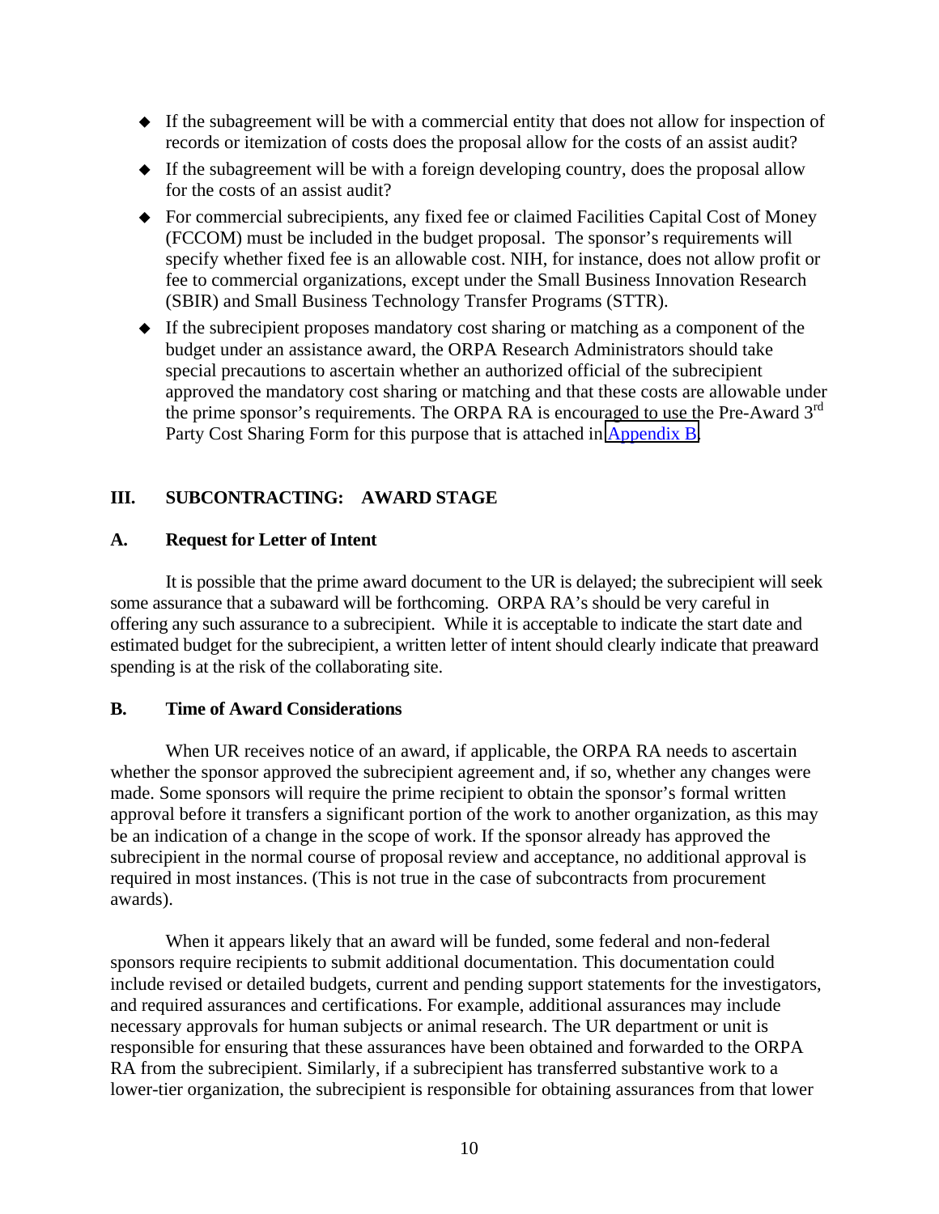- If the subagreement will be with a commercial entity that does not allow for inspection of records or itemization of costs does the proposal allow for the costs of an assist audit?
- If the subagreement will be with a foreign developing country, does the proposal allow for the costs of an assist audit?
- For commercial subrecipients, any fixed fee or claimed Facilities Capital Cost of Money (FCCOM) must be included in the budget proposal. The sponsor's requirements will specify whether fixed fee is an allowable cost. NIH, for instance, does not allow profit or fee to commercial organizations, except under the Small Business Innovation Research (SBIR) and Small Business Technology Transfer Programs (STTR).
- If the subrecipient proposes mandatory cost sharing or matching as a component of the budget under an assistance award, the ORPA Research Administrators should take special precautions to ascertain whether an authorized official of the subrecipient approved the mandatory cost sharing or matching and that these costs are allowable under the prime sponsor's requirements. The ORPA RA is encouraged to use the Pre-Award 3rd Party Cost Sharing Form for this purpose that is attached in Appendix B.

## III. SUBCONTRACTING: AWARD STAGE

### A. Request for Letter of Intent

It is possible that the prime award document to the UR is delayed; the subrecipient will seek some assurance that a subaward will be forthcoming. ORPA RA's should be very careful in offering any such assurance to a subrecipient. While it is acceptable to indicate the start date and estimated budget for the subrecipient, a written letter of intent should clearly indicate that preaward spending is at the risk of the collaborating site.

### B. Time of Award Considerations

When UR receives notice of an award, if applicable, the ORPA RA needs to ascertain whether the sponsor approved the subrecipient agreement and, if so, whether any changes were made. Some sponsors will require the prime recipient to obtain the sponsor's formal written approval before it transfers a significant portion of the work to another organization, as this may be an indication of a change in the scope of work. If the sponsor already has approved the subrecipient in the normal course of proposal review and acceptance, no additional approval is required in most instances. (This is not true in the case of subcontracts from procurement awards).

When it appears likely that an award will be funded, some federal and non-federal sponsors require recipients to submit additional documentation. This documentation could include revised or detailed budgets, current and pending support statements for the investigators, and required assurances and certifications. For example, additional assurances may include necessary approvals for human subjects or animal research. The UR department or unit is responsible for ensuring that these assurances have been obtained and forwarded to the ORPA RA from the subrecipient. Similarly, if a subrecipient has transferred substantive work to a lower-tier organization, the subrecipient is responsible for obtaining assurances from that lower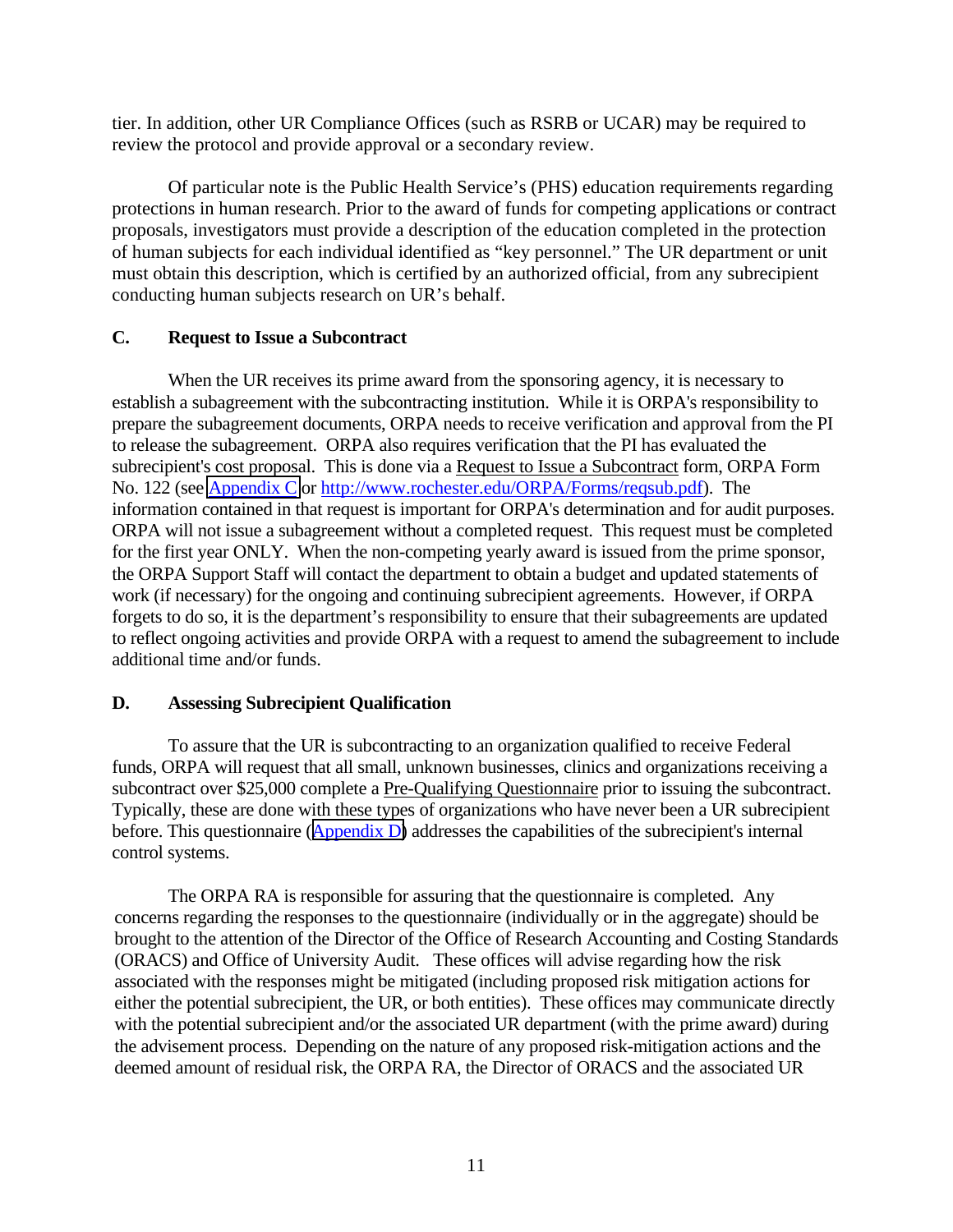tier. In addition, other UR Compliance Offices (such as RSRB or UCAR) may be required to review the protocol and provide approval or a secondary review.

Of particular note is the Public Health Service's (PHS) education requirements regarding protections in human research. Prior to the award of funds for competing applications or contract proposals, investigators must provide a description of the education completed in the protection of human subjects for each individual identified as "key personnel." The UR department or unit must obtain this description, which is certified by an authorized official, from any subrecipient conducting human subjects research on UR's behalf.

### C. Request to Issue a Subcontract

When the UR receives its prime award from the sponsoring agency, it is necessary to establish a subagreement with the subcontracting institution. While it is ORPA's responsibility to prepare the subagreement documents, ORPA needs to receive verification and approval from the PI to release the subagreement. ORPA also requires verification that the PI has evaluated the subrecipient's cost proposal. This is done via a Request to Issue a Subcontract form, ORPA Form No. 122 (see Appendix C or http://www.rochester.edu/ORPA/Forms/reqsub.pdf). The information contained in that request is important for ORPA's determination and for audit purposes. ORPA will not issue a subagreement without a completed request. This request must be completed for the first year ONLY. When the non-competing yearly award is issued from the prime sponsor, the ORPA Support Staff will contact the department to obtain a budget and updated statements of work (if necessary) for the ongoing and continuing subrecipient agreements. However, if ORPA forgets to do so, it is the department's responsibility to ensure that their subagreements are updated to reflect ongoing activities and provide ORPA with a request to amend the subagreement to include additional time and/or funds.

### D. Assessing Subrecipient Qualification

To assure that the UR is subcontracting to an organization qualified to receive Federal funds, ORPA will request that all small, unknown businesses, clinics and organizations receiving a subcontract over $25,000 complete a Pre-Qualifying Questionnaire prior to issuing the subcontract. Typically, these are done with these types of organizations who have never been a UR subrecipient before. This questionnaire (Appendix D) addresses the capabilities of the subrecipient's internal control systems.

The ORPA RA is responsible for assuring that the questionnaire is completed. Any concerns regarding the responses to the questionnaire (individually or in the aggregate) should be brought to the attention of the Director of the Office of Research Accounting and Costing Standards (ORACS) and Office of University Audit. These offices will advise regarding how the risk associated with the responses might be mitigated (including proposed risk mitigation actions for either the potential subrecipient, the UR, or both entities). These offices may communicate directly with the potential subrecipient and/or the associated UR department (with the prime award) during the advisement process. Depending on the nature of any proposed risk-mitigation actions and the deemed amount of residual risk, the ORPA RA, the Director of ORACS and the associated UR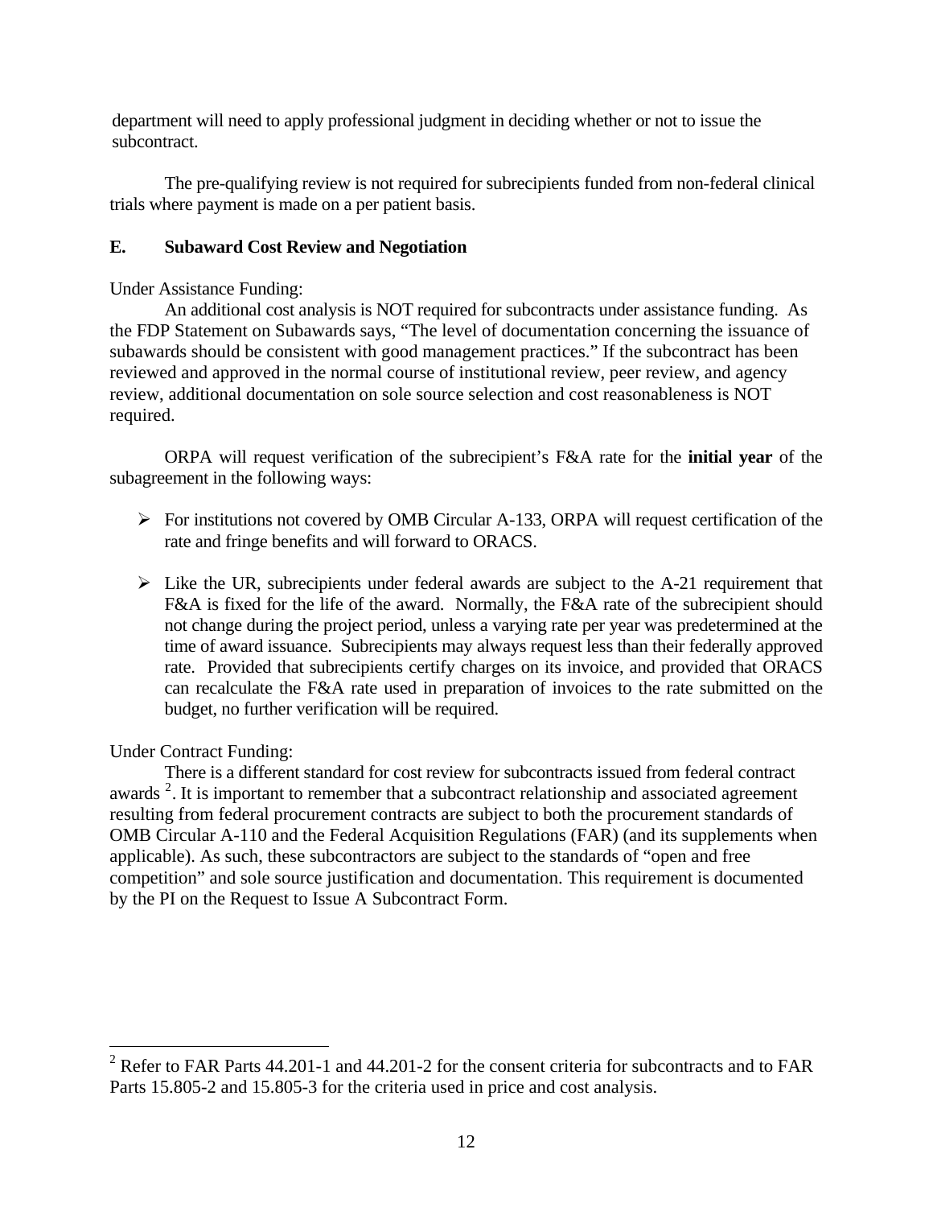department will need to apply professional judgment in deciding whether or not to issue the subcontract.

The pre-qualifying review is not required for subrecipients funded from non-federal clinical trials where payment is made on a per patient basis.

### E. Subaward Cost Review and Negotiation

Under Assistance Funding:

An additional cost analysis is NOT required for subcontracts under assistance funding. As the FDP Statement on Subawards says, "The level of documentation concerning the issuance of subawards should be consistent with good management practices." If the subcontract has been reviewed and approved in the normal course of institutional review, peer review, and agency review, additional documentation on sole source selection and cost reasonableness is NOT required.

ORPA will request verification of the subrecipient's F&A rate for the **initial year** of the subagreement in the following ways:

- For institutions not covered by OMB Circular A-133, ORPA will request certification of the rate and fringe benefits and will forward to ORACS.
- Like the UR, subrecipients under federal awards are subject to the A-21 requirement that F&A is fixed for the life of the award. Normally, the F&A rate of the subrecipient should not change during the project period, unless a varying rate per year was predetermined at the time of award issuance. Subrecipients may always request less than their federally approved rate. Provided that subrecipients certify charges on its invoice, and provided that ORACS can recalculate the F&A rate used in preparation of invoices to the rate submitted on the budget, no further verification will be required.

Under Contract Funding:

There is a different standard for cost review for subcontracts issued from federal contract awards [2]. It is important to remember that a subcontract relationship and associated agreement resulting from federal procurement contracts are subject to both the procurement standards of OMB Circular A-110 and the Federal Acquisition Regulations (FAR) (and its supplements when applicable). As such, these subcontractors are subject to the standards of "open and free competition" and sole source justification and documentation. This requirement is documented by the PI on the Request to Issue A Subcontract Form.

---

[2] Refer to FAR Parts 44.201-1 and 44.201-2 for the consent criteria for subcontracts and to FAR Parts 15.805-2 and 15.805-3 for the criteria used in price and cost analysis.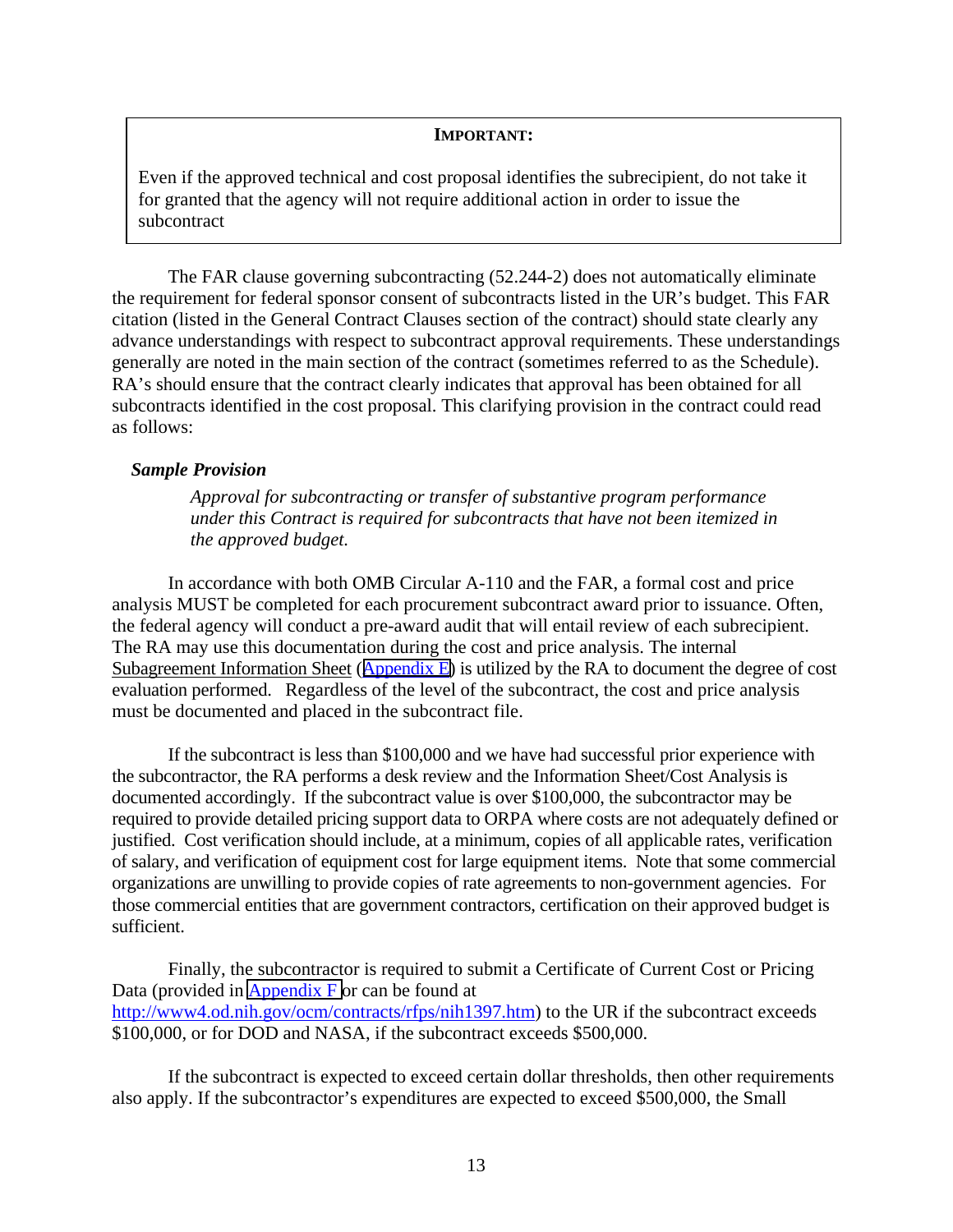> **IMPORTANT:**
>
> Even if the approved technical and cost proposal identifies the subrecipient, do not take it for granted that the agency will not require additional action in order to issue the subcontract

The FAR clause governing subcontracting (52.244-2) does not automatically eliminate the requirement for federal sponsor consent of subcontracts listed in the UR's budget. This FAR citation (listed in the General Contract Clauses section of the contract) should state clearly any advance understandings with respect to subcontract approval requirements. These understandings generally are noted in the main section of the contract (sometimes referred to as the Schedule). RA's should ensure that the contract clearly indicates that approval has been obtained for all subcontracts identified in the cost proposal. This clarifying provision in the contract could read as follows:

***Sample Provision***

> *Approval for subcontracting or transfer of substantive program performance under this Contract is required for subcontracts that have not been itemized in the approved budget.*

In accordance with both OMB Circular A-110 and the FAR, a formal cost and price analysis MUST be completed for each procurement subcontract award prior to issuance. Often, the federal agency will conduct a pre-award audit that will entail review of each subrecipient. The RA may use this documentation during the cost and price analysis. The internal Subagreement Information Sheet (Appendix E) is utilized by the RA to document the degree of cost evaluation performed. Regardless of the level of the subcontract, the cost and price analysis must be documented and placed in the subcontract file.

If the subcontract is less than $100,000 and we have had successful prior experience with the subcontractor, the RA performs a desk review and the Information Sheet/Cost Analysis is documented accordingly. If the subcontract value is over $100,000, the subcontractor may be required to provide detailed pricing support data to ORPA where costs are not adequately defined or justified. Cost verification should include, at a minimum, copies of all applicable rates, verification of salary, and verification of equipment cost for large equipment items. Note that some commercial organizations are unwilling to provide copies of rate agreements to non-government agencies. For those commercial entities that are government contractors, certification on their approved budget is sufficient.

Finally, the subcontractor is required to submit a Certificate of Current Cost or Pricing Data (provided in Appendix F or can be found at http://www4.od.nih.gov/ocm/contracts/rfps/nih1397.htm) to the UR if the subcontract exceeds $100,000, or for DOD and NASA, if the subcontract exceeds $500,000.

If the subcontract is expected to exceed certain dollar thresholds, then other requirements also apply. If the subcontractor's expenditures are expected to exceed $500,000, the Small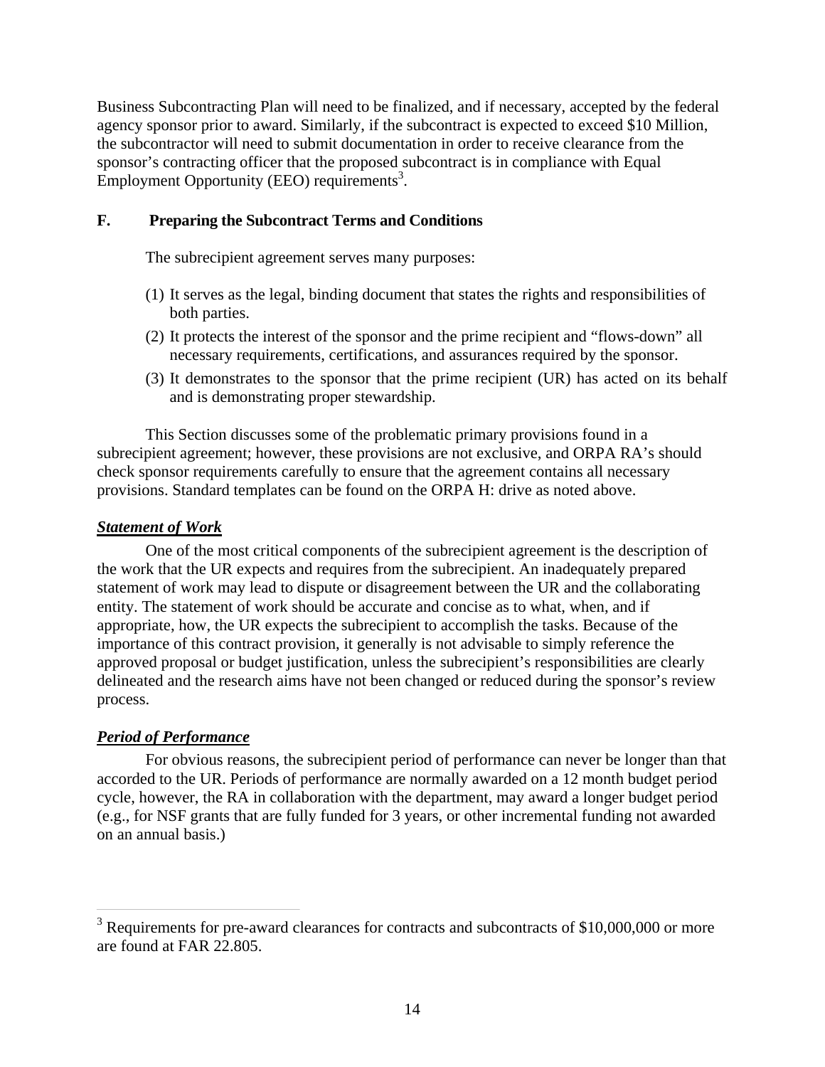Business Subcontracting Plan will need to be finalized, and if necessary, accepted by the federal agency sponsor prior to award. Similarly, if the subcontract is expected to exceed $10 Million, the subcontractor will need to submit documentation in order to receive clearance from the sponsor's contracting officer that the proposed subcontract is in compliance with Equal Employment Opportunity (EEO) requirements[3].

### F. Preparing the Subcontract Terms and Conditions

The subrecipient agreement serves many purposes:

(1) It serves as the legal, binding document that states the rights and responsibilities of both parties.

(2) It protects the interest of the sponsor and the prime recipient and "flows-down" all necessary requirements, certifications, and assurances required by the sponsor.

(3) It demonstrates to the sponsor that the prime recipient (UR) has acted on its behalf and is demonstrating proper stewardship.

This Section discusses some of the problematic primary provisions found in a subrecipient agreement; however, these provisions are not exclusive, and ORPA RA's should check sponsor requirements carefully to ensure that the agreement contains all necessary provisions. Standard templates can be found on the ORPA H: drive as noted above.

***Statement of Work***

One of the most critical components of the subrecipient agreement is the description of the work that the UR expects and requires from the subrecipient. An inadequately prepared statement of work may lead to dispute or disagreement between the UR and the collaborating entity. The statement of work should be accurate and concise as to what, when, and if appropriate, how, the UR expects the subrecipient to accomplish the tasks. Because of the importance of this contract provision, it generally is not advisable to simply reference the approved proposal or budget justification, unless the subrecipient's responsibilities are clearly delineated and the research aims have not been changed or reduced during the sponsor's review process.

***Period of Performance***

For obvious reasons, the subrecipient period of performance can never be longer than that accorded to the UR. Periods of performance are normally awarded on a 12 month budget period cycle, however, the RA in collaboration with the department, may award a longer budget period (e.g., for NSF grants that are fully funded for 3 years, or other incremental funding not awarded on an annual basis.)

---

[3] Requirements for pre-award clearances for contracts and subcontracts of $10,000,000 or more are found at FAR 22.805.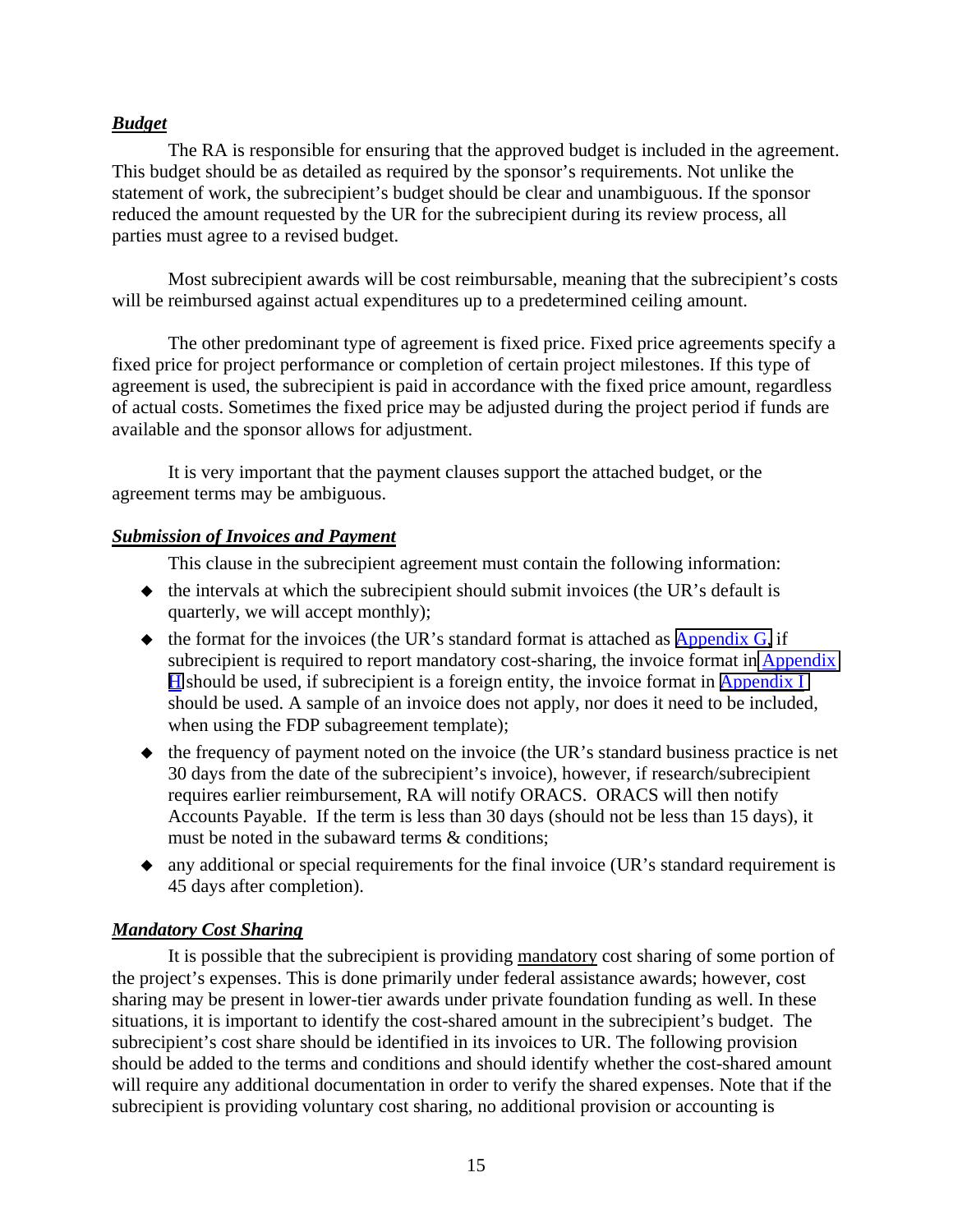***Budget***

The RA is responsible for ensuring that the approved budget is included in the agreement. This budget should be as detailed as required by the sponsor's requirements. Not unlike the statement of work, the subrecipient's budget should be clear and unambiguous. If the sponsor reduced the amount requested by the UR for the subrecipient during its review process, all parties must agree to a revised budget.

Most subrecipient awards will be cost reimbursable, meaning that the subrecipient's costs will be reimbursed against actual expenditures up to a predetermined ceiling amount.

The other predominant type of agreement is fixed price. Fixed price agreements specify a fixed price for project performance or completion of certain project milestones. If this type of agreement is used, the subrecipient is paid in accordance with the fixed price amount, regardless of actual costs. Sometimes the fixed price may be adjusted during the project period if funds are available and the sponsor allows for adjustment.

It is very important that the payment clauses support the attached budget, or the agreement terms may be ambiguous.

***Submission of Invoices and Payment***

This clause in the subrecipient agreement must contain the following information:

- the intervals at which the subrecipient should submit invoices (the UR's default is quarterly, we will accept monthly);
- the format for the invoices (the UR's standard format is attached as Appendix G, if subrecipient is required to report mandatory cost-sharing, the invoice format in Appendix H should be used, if subrecipient is a foreign entity, the invoice format in Appendix I should be used. A sample of an invoice does not apply, nor does it need to be included, when using the FDP subagreement template);
- the frequency of payment noted on the invoice (the UR's standard business practice is net 30 days from the date of the subrecipient's invoice), however, if research/subrecipient requires earlier reimbursement, RA will notify ORACS. ORACS will then notify Accounts Payable. If the term is less than 30 days (should not be less than 15 days), it must be noted in the subaward terms & conditions;
- any additional or special requirements for the final invoice (UR's standard requirement is 45 days after completion).

***Mandatory Cost Sharing***

It is possible that the subrecipient is providing <u>mandatory</u> cost sharing of some portion of the project's expenses. This is done primarily under federal assistance awards; however, cost sharing may be present in lower-tier awards under private foundation funding as well. In these situations, it is important to identify the cost-shared amount in the subrecipient's budget. The subrecipient's cost share should be identified in its invoices to UR. The following provision should be added to the terms and conditions and should identify whether the cost-shared amount will require any additional documentation in order to verify the shared expenses. Note that if the subrecipient is providing voluntary cost sharing, no additional provision or accounting is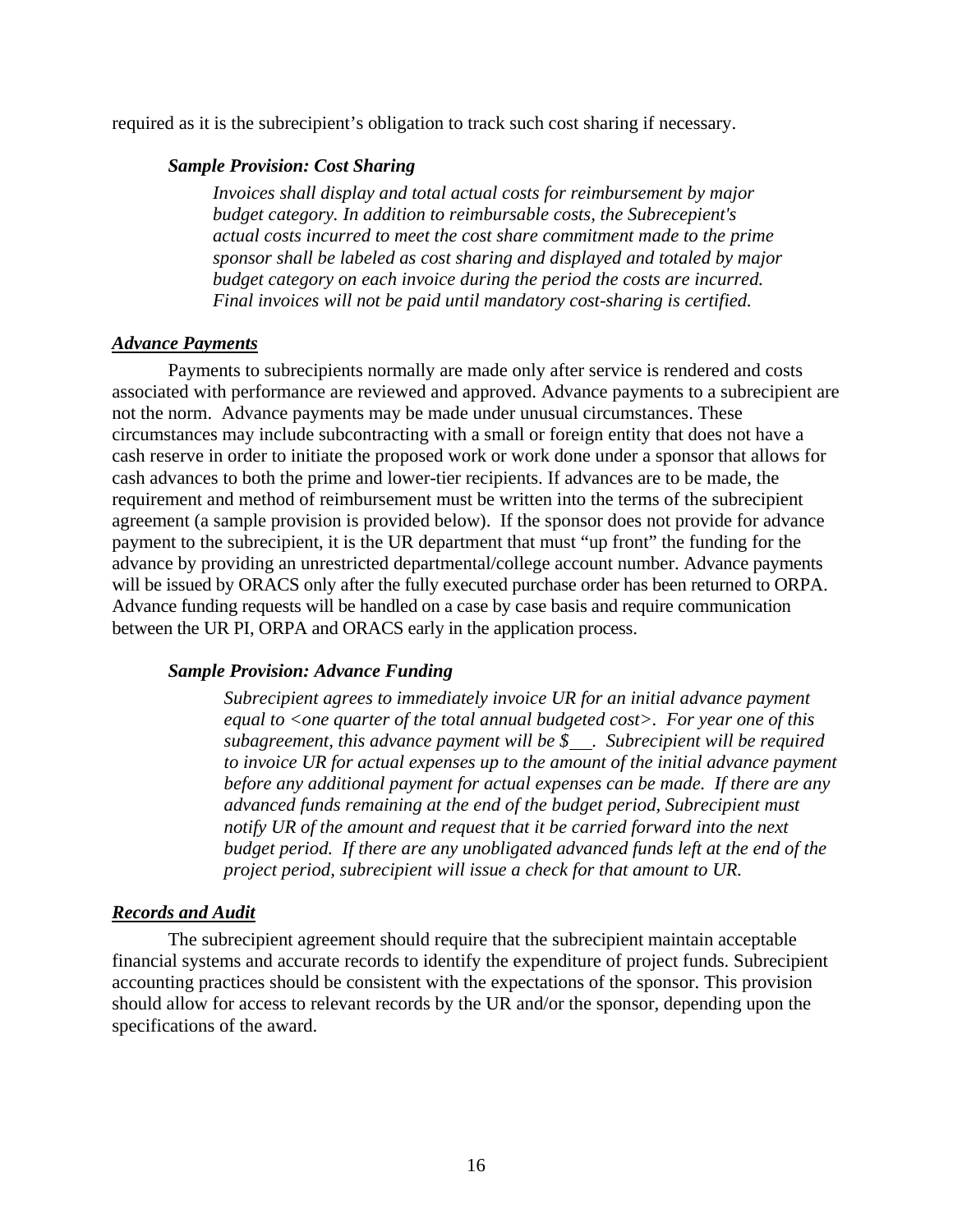required as it is the subrecipient's obligation to track such cost sharing if necessary.

***Sample Provision: Cost Sharing***

> *Invoices shall display and total actual costs for reimbursement by major budget category. In addition to reimbursable costs, the Subrecepient's actual costs incurred to meet the cost share commitment made to the prime sponsor shall be labeled as cost sharing and displayed and totaled by major budget category on each invoice during the period the costs are incurred. Final invoices will not be paid until mandatory cost-sharing is certified.*

***Advance Payments***

Payments to subrecipients normally are made only after service is rendered and costs associated with performance are reviewed and approved. Advance payments to a subrecipient are not the norm. Advance payments may be made under unusual circumstances. These circumstances may include subcontracting with a small or foreign entity that does not have a cash reserve in order to initiate the proposed work or work done under a sponsor that allows for cash advances to both the prime and lower-tier recipients. If advances are to be made, the requirement and method of reimbursement must be written into the terms of the subrecipient agreement (a sample provision is provided below). If the sponsor does not provide for advance payment to the subrecipient, it is the UR department that must "up front" the funding for the advance by providing an unrestricted departmental/college account number. Advance payments will be issued by ORACS only after the fully executed purchase order has been returned to ORPA. Advance funding requests will be handled on a case by case basis and require communication between the UR PI, ORPA and ORACS early in the application process.

***Sample Provision: Advance Funding***

> *Subrecipient agrees to immediately invoice UR for an initial advance payment equal to <one quarter of the total annual budgeted cost>. For year one of this subagreement, this advance payment will be $___. Subrecipient will be required to invoice UR for actual expenses up to the amount of the initial advance payment before any additional payment for actual expenses can be made. If there are any advanced funds remaining at the end of the budget period, Subrecipient must notify UR of the amount and request that it be carried forward into the next budget period. If there are any unobligated advanced funds left at the end of the project period, subrecipient will issue a check for that amount to UR.*

***Records and Audit***

The subrecipient agreement should require that the subrecipient maintain acceptable financial systems and accurate records to identify the expenditure of project funds. Subrecipient accounting practices should be consistent with the expectations of the sponsor. This provision should allow for access to relevant records by the UR and/or the sponsor, depending upon the specifications of the award.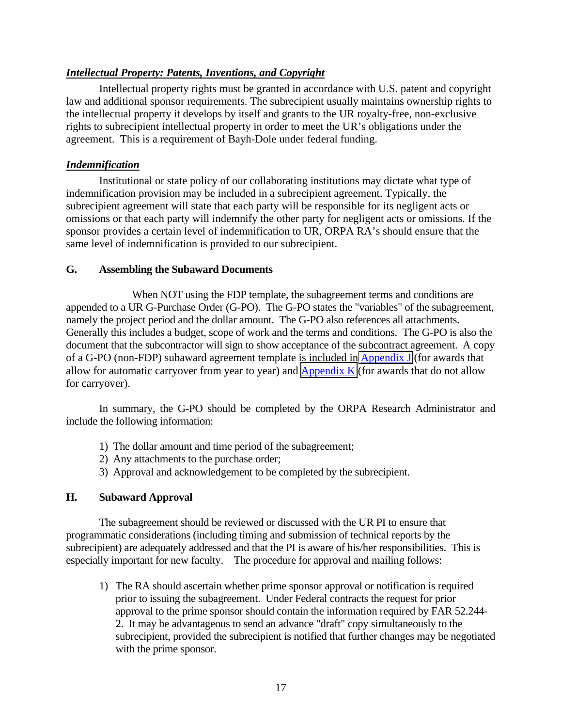***Intellectual Property: Patents, Inventions, and Copyright***

Intellectual property rights must be granted in accordance with U.S. patent and copyright law and additional sponsor requirements. The subrecipient usually maintains ownership rights to the intellectual property it develops by itself and grants to the UR royalty-free, non-exclusive rights to subrecipient intellectual property in order to meet the UR's obligations under the agreement. This is a requirement of Bayh-Dole under federal funding.

***Indemnification***

Institutional or state policy of our collaborating institutions may dictate what type of indemnification provision may be included in a subrecipient agreement. Typically, the subrecipient agreement will state that each party will be responsible for its negligent acts or omissions or that each party will indemnify the other party for negligent acts or omissions. If the sponsor provides a certain level of indemnification to UR, ORPA RA's should ensure that the same level of indemnification is provided to our subrecipient.

**G. Assembling the Subaward Documents**

When NOT using the FDP template, the subagreement terms and conditions are appended to a UR G-Purchase Order (G-PO). The G-PO states the "variables" of the subagreement, namely the project period and the dollar amount. The G-PO also references all attachments. Generally this includes a budget, scope of work and the terms and conditions. The G-PO is also the document that the subcontractor will sign to show acceptance of the subcontract agreement. A copy of a G-PO (non-FDP) subaward agreement template is included in Appendix J (for awards that allow for automatic carryover from year to year) and Appendix K (for awards that do not allow for carryover).

In summary, the G-PO should be completed by the ORPA Research Administrator and include the following information:

1) The dollar amount and time period of the subagreement;
2) Any attachments to the purchase order;
3) Approval and acknowledgement to be completed by the subrecipient.

**H. Subaward Approval**

The subagreement should be reviewed or discussed with the UR PI to ensure that programmatic considerations (including timing and submission of technical reports by the subrecipient) are adequately addressed and that the PI is aware of his/her responsibilities. This is especially important for new faculty. The procedure for approval and mailing follows:

1) The RA should ascertain whether prime sponsor approval or notification is required prior to issuing the subagreement. Under Federal contracts the request for prior approval to the prime sponsor should contain the information required by FAR 52.244-2. It may be advantageous to send an advance "draft" copy simultaneously to the subrecipient, provided the subrecipient is notified that further changes may be negotiated with the prime sponsor.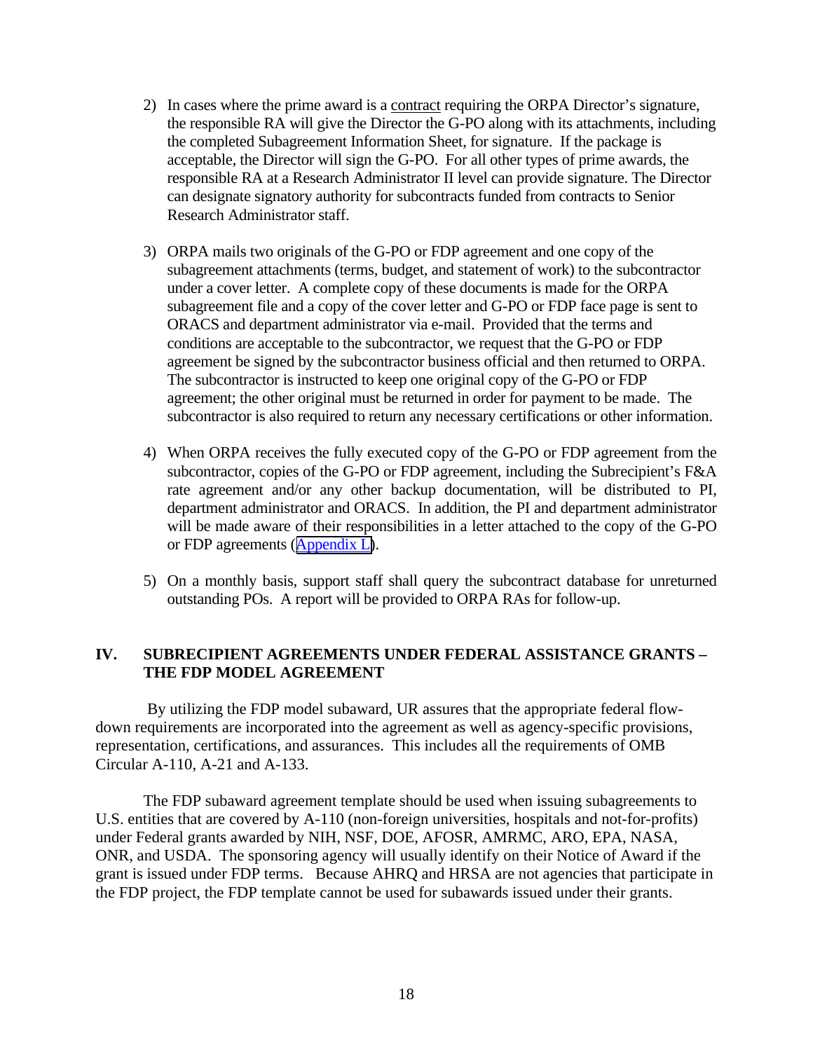2) In cases where the prime award is a contract requiring the ORPA Director's signature, the responsible RA will give the Director the G-PO along with its attachments, including the completed Subagreement Information Sheet, for signature. If the package is acceptable, the Director will sign the G-PO. For all other types of prime awards, the responsible RA at a Research Administrator II level can provide signature. The Director can designate signatory authority for subcontracts funded from contracts to Senior Research Administrator staff.

3) ORPA mails two originals of the G-PO or FDP agreement and one copy of the subagreement attachments (terms, budget, and statement of work) to the subcontractor under a cover letter. A complete copy of these documents is made for the ORPA subagreement file and a copy of the cover letter and G-PO or FDP face page is sent to ORACS and department administrator via e-mail. Provided that the terms and conditions are acceptable to the subcontractor, we request that the G-PO or FDP agreement be signed by the subcontractor business official and then returned to ORPA. The subcontractor is instructed to keep one original copy of the G-PO or FDP agreement; the other original must be returned in order for payment to be made. The subcontractor is also required to return any necessary certifications or other information.

4) When ORPA receives the fully executed copy of the G-PO or FDP agreement from the subcontractor, copies of the G-PO or FDP agreement, including the Subrecipient's F&A rate agreement and/or any other backup documentation, will be distributed to PI, department administrator and ORACS. In addition, the PI and department administrator will be made aware of their responsibilities in a letter attached to the copy of the G-PO or FDP agreements (Appendix L).

5) On a monthly basis, support staff shall query the subcontract database for unreturned outstanding POs. A report will be provided to ORPA RAs for follow-up.

## IV. SUBRECIPIENT AGREEMENTS UNDER FEDERAL ASSISTANCE GRANTS – THE FDP MODEL AGREEMENT

By utilizing the FDP model subaward, UR assures that the appropriate federal flow-down requirements are incorporated into the agreement as well as agency-specific provisions, representation, certifications, and assurances. This includes all the requirements of OMB Circular A-110, A-21 and A-133.

The FDP subaward agreement template should be used when issuing subagreements to U.S. entities that are covered by A-110 (non-foreign universities, hospitals and not-for-profits) under Federal grants awarded by NIH, NSF, DOE, AFOSR, AMRMC, ARO, EPA, NASA, ONR, and USDA. The sponsoring agency will usually identify on their Notice of Award if the grant is issued under FDP terms. Because AHRQ and HRSA are not agencies that participate in the FDP project, the FDP template cannot be used for subawards issued under their grants.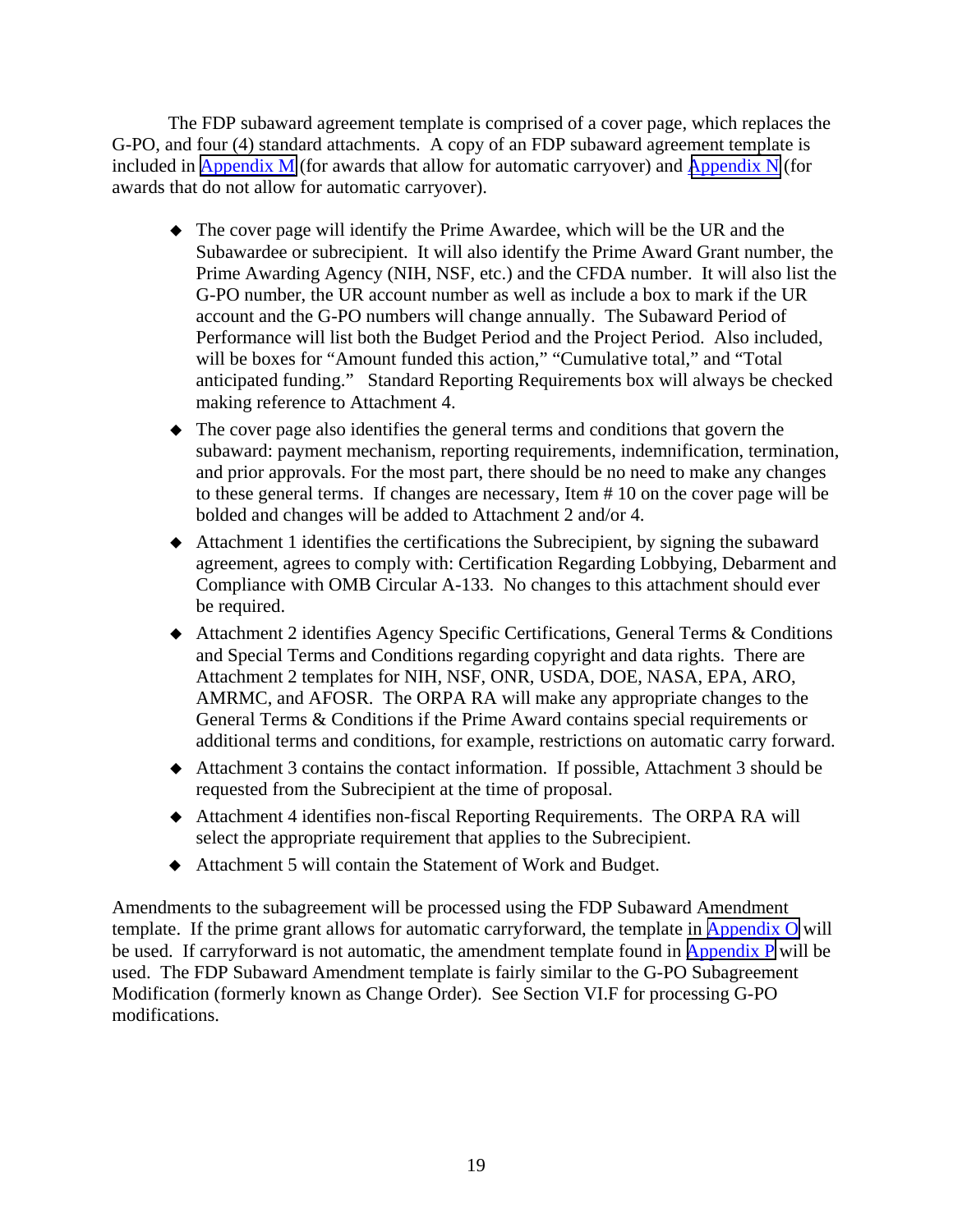The FDP subaward agreement template is comprised of a cover page, which replaces the G-PO, and four (4) standard attachments. A copy of an FDP subaward agreement template is included in Appendix M (for awards that allow for automatic carryover) and Appendix N (for awards that do not allow for automatic carryover).

- The cover page will identify the Prime Awardee, which will be the UR and the Subawardee or subrecipient. It will also identify the Prime Award Grant number, the Prime Awarding Agency (NIH, NSF, etc.) and the CFDA number. It will also list the G-PO number, the UR account number as well as include a box to mark if the UR account and the G-PO numbers will change annually. The Subaward Period of Performance will list both the Budget Period and the Project Period. Also included, will be boxes for "Amount funded this action," "Cumulative total," and "Total anticipated funding." Standard Reporting Requirements box will always be checked making reference to Attachment 4.
- The cover page also identifies the general terms and conditions that govern the subaward: payment mechanism, reporting requirements, indemnification, termination, and prior approvals. For the most part, there should be no need to make any changes to these general terms. If changes are necessary, Item # 10 on the cover page will be bolded and changes will be added to Attachment 2 and/or 4.
- Attachment 1 identifies the certifications the Subrecipient, by signing the subaward agreement, agrees to comply with: Certification Regarding Lobbying, Debarment and Compliance with OMB Circular A-133. No changes to this attachment should ever be required.
- Attachment 2 identifies Agency Specific Certifications, General Terms & Conditions and Special Terms and Conditions regarding copyright and data rights. There are Attachment 2 templates for NIH, NSF, ONR, USDA, DOE, NASA, EPA, ARO, AMRMC, and AFOSR. The ORPA RA will make any appropriate changes to the General Terms & Conditions if the Prime Award contains special requirements or additional terms and conditions, for example, restrictions on automatic carry forward.
- Attachment 3 contains the contact information. If possible, Attachment 3 should be requested from the Subrecipient at the time of proposal.
- Attachment 4 identifies non-fiscal Reporting Requirements. The ORPA RA will select the appropriate requirement that applies to the Subrecipient.
- Attachment 5 will contain the Statement of Work and Budget.

Amendments to the subagreement will be processed using the FDP Subaward Amendment template. If the prime grant allows for automatic carryforward, the template in Appendix O will be used. If carryforward is not automatic, the amendment template found in Appendix P will be used. The FDP Subaward Amendment template is fairly similar to the G-PO Subagreement Modification (formerly known as Change Order). See Section VI.F for processing G-PO modifications.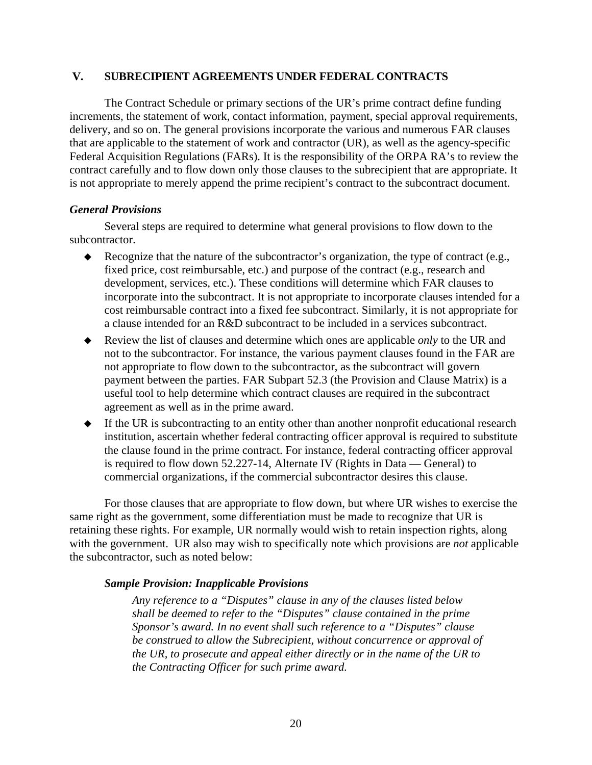## V. SUBRECIPIENT AGREEMENTS UNDER FEDERAL CONTRACTS

The Contract Schedule or primary sections of the UR's prime contract define funding increments, the statement of work, contact information, payment, special approval requirements, delivery, and so on. The general provisions incorporate the various and numerous FAR clauses that are applicable to the statement of work and contractor (UR), as well as the agency-specific Federal Acquisition Regulations (FARs). It is the responsibility of the ORPA RA's to review the contract carefully and to flow down only those clauses to the subrecipient that are appropriate. It is not appropriate to merely append the prime recipient's contract to the subcontract document.

### *General Provisions*

Several steps are required to determine what general provisions to flow down to the subcontractor.

- Recognize that the nature of the subcontractor's organization, the type of contract (e.g., fixed price, cost reimbursable, etc.) and purpose of the contract (e.g., research and development, services, etc.). These conditions will determine which FAR clauses to incorporate into the subcontract. It is not appropriate to incorporate clauses intended for a cost reimbursable contract into a fixed fee subcontract. Similarly, it is not appropriate for a clause intended for an R&D subcontract to be included in a services subcontract.
- Review the list of clauses and determine which ones are applicable *only* to the UR and not to the subcontractor. For instance, the various payment clauses found in the FAR are not appropriate to flow down to the subcontractor, as the subcontract will govern payment between the parties. FAR Subpart 52.3 (the Provision and Clause Matrix) is a useful tool to help determine which contract clauses are required in the subcontract agreement as well as in the prime award.
- If the UR is subcontracting to an entity other than another nonprofit educational research institution, ascertain whether federal contracting officer approval is required to substitute the clause found in the prime contract. For instance, federal contracting officer approval is required to flow down 52.227-14, Alternate IV (Rights in Data — General) to commercial organizations, if the commercial subcontractor desires this clause.

For those clauses that are appropriate to flow down, but where UR wishes to exercise the same right as the government, some differentiation must be made to recognize that UR is retaining these rights. For example, UR normally would wish to retain inspection rights, along with the government. UR also may wish to specifically note which provisions are *not* applicable the subcontractor, such as noted below:

#### *Sample Provision: Inapplicable Provisions*

*Any reference to a "Disputes" clause in any of the clauses listed below shall be deemed to refer to the "Disputes" clause contained in the prime Sponsor's award. In no event shall such reference to a "Disputes" clause be construed to allow the Subrecipient, without concurrence or approval of the UR, to prosecute and appeal either directly or in the name of the UR to the Contracting Officer for such prime award.*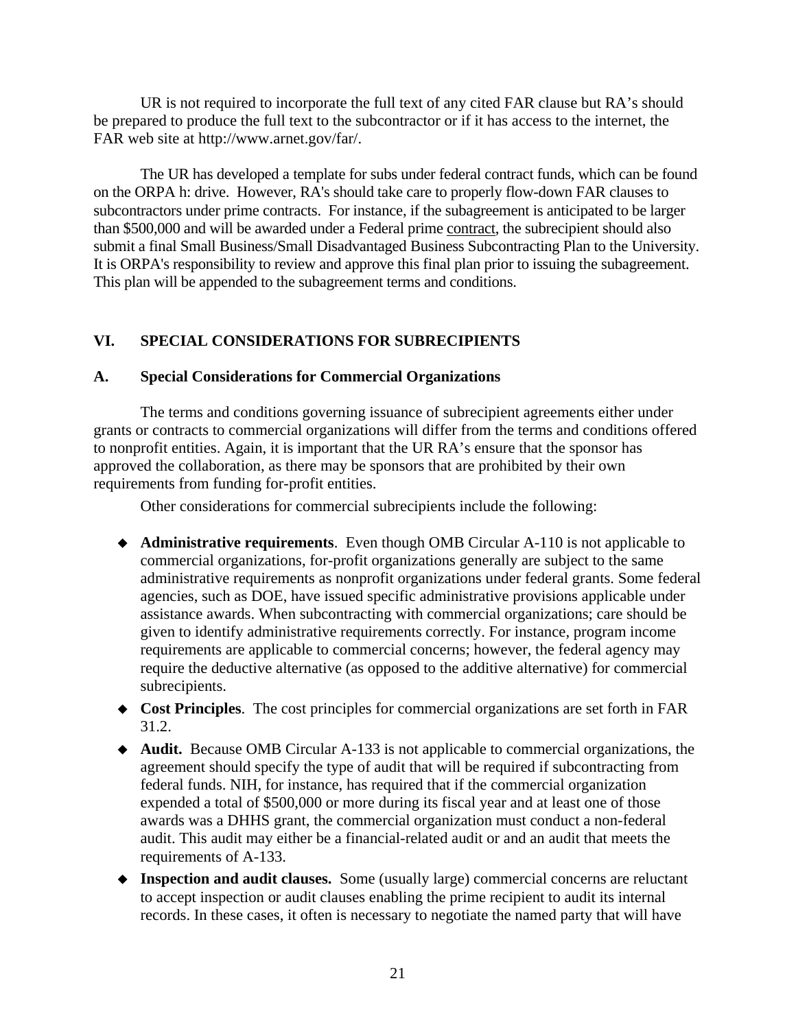UR is not required to incorporate the full text of any cited FAR clause but RA's should be prepared to produce the full text to the subcontractor or if it has access to the internet, the FAR web site at http://www.arnet.gov/far/.

The UR has developed a template for subs under federal contract funds, which can be found on the ORPA h: drive. However, RA's should take care to properly flow-down FAR clauses to subcontractors under prime contracts. For instance, if the subagreement is anticipated to be larger than $500,000 and will be awarded under a Federal prime contract, the subrecipient should also submit a final Small Business/Small Disadvantaged Business Subcontracting Plan to the University. It is ORPA's responsibility to review and approve this final plan prior to issuing the subagreement. This plan will be appended to the subagreement terms and conditions.

## VI. SPECIAL CONSIDERATIONS FOR SUBRECIPIENTS

### A. Special Considerations for Commercial Organizations

The terms and conditions governing issuance of subrecipient agreements either under grants or contracts to commercial organizations will differ from the terms and conditions offered to nonprofit entities. Again, it is important that the UR RA's ensure that the sponsor has approved the collaboration, as there may be sponsors that are prohibited by their own requirements from funding for-profit entities.

Other considerations for commercial subrecipients include the following:

- **Administrative requirements**. Even though OMB Circular A-110 is not applicable to commercial organizations, for-profit organizations generally are subject to the same administrative requirements as nonprofit organizations under federal grants. Some federal agencies, such as DOE, have issued specific administrative provisions applicable under assistance awards. When subcontracting with commercial organizations; care should be given to identify administrative requirements correctly. For instance, program income requirements are applicable to commercial concerns; however, the federal agency may require the deductive alternative (as opposed to the additive alternative) for commercial subrecipients.
- **Cost Principles**. The cost principles for commercial organizations are set forth in FAR 31.2.
- **Audit.** Because OMB Circular A-133 is not applicable to commercial organizations, the agreement should specify the type of audit that will be required if subcontracting from federal funds. NIH, for instance, has required that if the commercial organization expended a total of $500,000 or more during its fiscal year and at least one of those awards was a DHHS grant, the commercial organization must conduct a non-federal audit. This audit may either be a financial-related audit or and an audit that meets the requirements of A-133.
- **Inspection and audit clauses.** Some (usually large) commercial concerns are reluctant to accept inspection or audit clauses enabling the prime recipient to audit its internal records. In these cases, it often is necessary to negotiate the named party that will have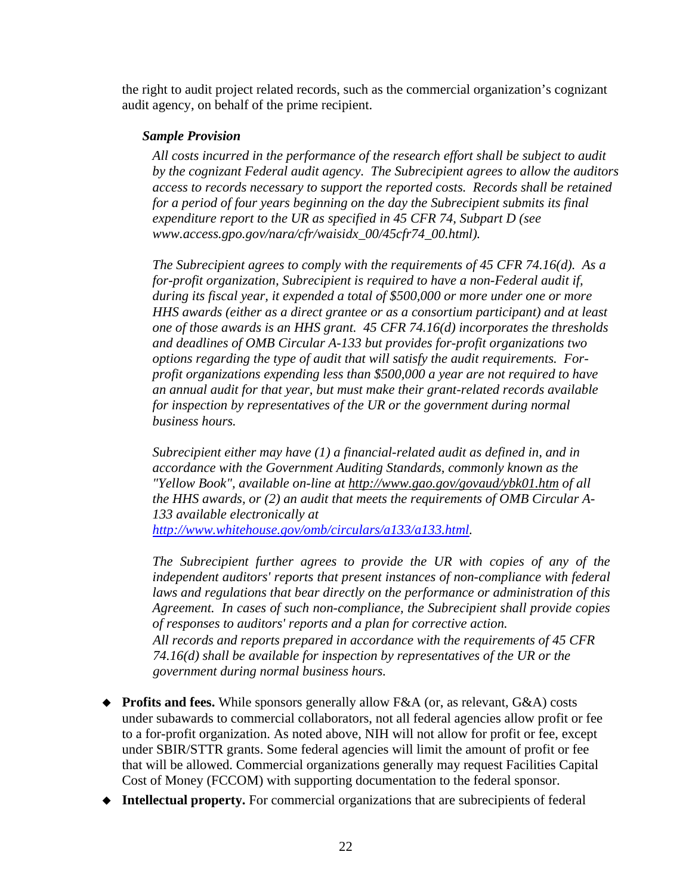the right to audit project related records, such as the commercial organization's cognizant audit agency, on behalf of the prime recipient.

***Sample Provision***

*All costs incurred in the performance of the research effort shall be subject to audit by the cognizant Federal audit agency. The Subrecipient agrees to allow the auditors access to records necessary to support the reported costs. Records shall be retained for a period of four years beginning on the day the Subrecipient submits its final expenditure report to the UR as specified in 45 CFR 74, Subpart D (see www.access.gpo.gov/nara/cfr/waisidx_00/45cfr74_00.html).*

*The Subrecipient agrees to comply with the requirements of 45 CFR 74.16(d). As a for-profit organization, Subrecipient is required to have a non-Federal audit if, during its fiscal year, it expended a total of $500,000 or more under one or more HHS awards (either as a direct grantee or as a consortium participant) and at least one of those awards is an HHS grant. 45 CFR 74.16(d) incorporates the thresholds and deadlines of OMB Circular A-133 but provides for-profit organizations two options regarding the type of audit that will satisfy the audit requirements. For-profit organizations expending less than $500,000 a year are not required to have an annual audit for that year, but must make their grant-related records available for inspection by representatives of the UR or the government during normal business hours.*

*Subrecipient either may have (1) a financial-related audit as defined in, and in accordance with the Government Auditing Standards, commonly known as the "Yellow Book", available on-line at http://www.gao.gov/govaud/ybk01.htm of all the HHS awards, or (2) an audit that meets the requirements of OMB Circular A-133 available electronically at http://www.whitehouse.gov/omb/circulars/a133/a133.html.*

*The Subrecipient further agrees to provide the UR with copies of any of the independent auditors' reports that present instances of non-compliance with federal laws and regulations that bear directly on the performance or administration of this Agreement. In cases of such non-compliance, the Subrecipient shall provide copies of responses to auditors' reports and a plan for corrective action.*
*All records and reports prepared in accordance with the requirements of 45 CFR 74.16(d) shall be available for inspection by representatives of the UR or the government during normal business hours.*

- **Profits and fees.** While sponsors generally allow F&A (or, as relevant, G&A) costs under subawards to commercial collaborators, not all federal agencies allow profit or fee to a for-profit organization. As noted above, NIH will not allow for profit or fee, except under SBIR/STTR grants. Some federal agencies will limit the amount of profit or fee that will be allowed. Commercial organizations generally may request Facilities Capital Cost of Money (FCCOM) with supporting documentation to the federal sponsor.
- **Intellectual property.** For commercial organizations that are subrecipients of federal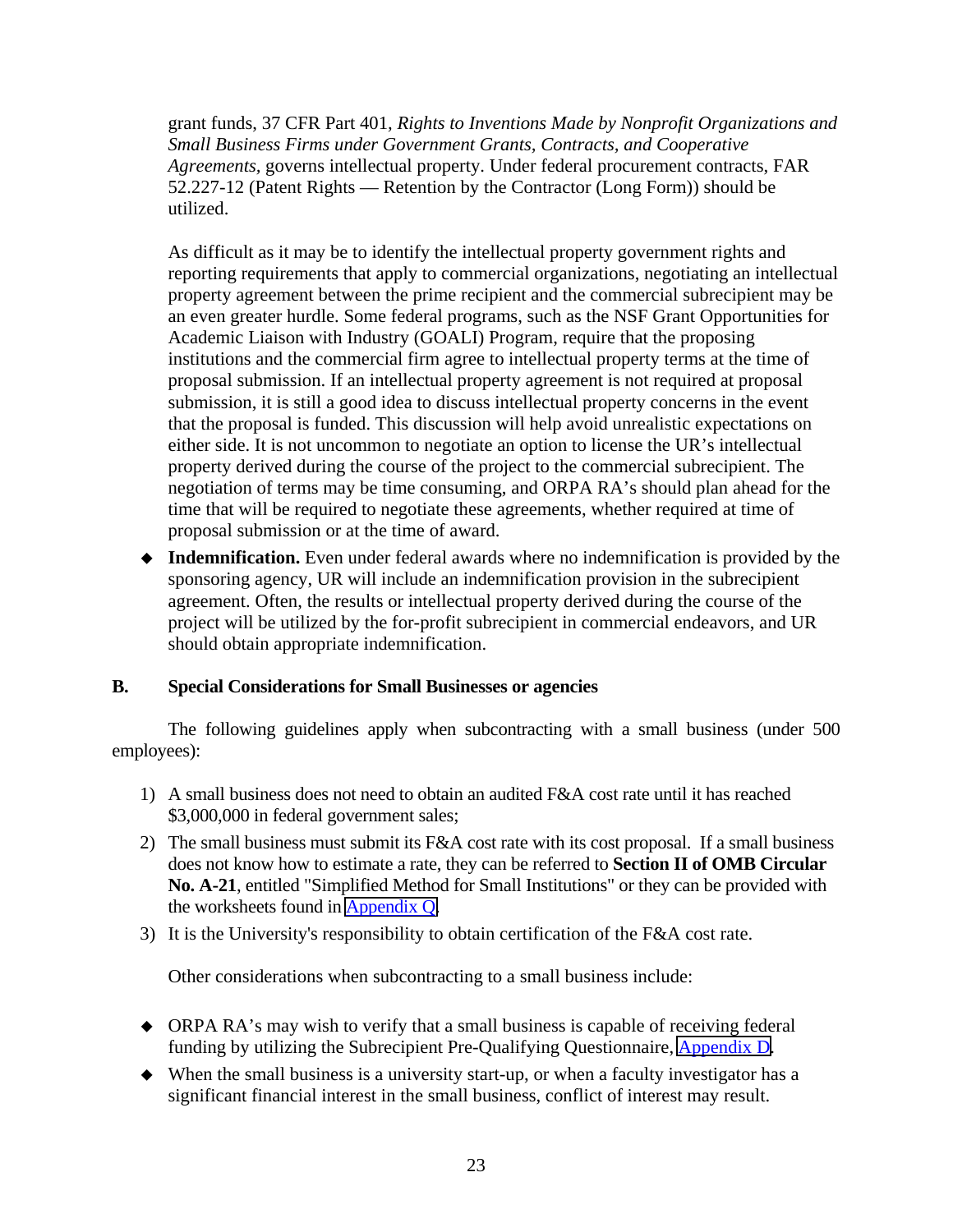grant funds, 37 CFR Part 401, *Rights to Inventions Made by Nonprofit Organizations and Small Business Firms under Government Grants, Contracts, and Cooperative Agreements*, governs intellectual property. Under federal procurement contracts, FAR 52.227-12 (Patent Rights — Retention by the Contractor (Long Form)) should be utilized.

As difficult as it may be to identify the intellectual property government rights and reporting requirements that apply to commercial organizations, negotiating an intellectual property agreement between the prime recipient and the commercial subrecipient may be an even greater hurdle. Some federal programs, such as the NSF Grant Opportunities for Academic Liaison with Industry (GOALI) Program, require that the proposing institutions and the commercial firm agree to intellectual property terms at the time of proposal submission. If an intellectual property agreement is not required at proposal submission, it is still a good idea to discuss intellectual property concerns in the event that the proposal is funded. This discussion will help avoid unrealistic expectations on either side. It is not uncommon to negotiate an option to license the UR's intellectual property derived during the course of the project to the commercial subrecipient. The negotiation of terms may be time consuming, and ORPA RA's should plan ahead for the time that will be required to negotiate these agreements, whether required at time of proposal submission or at the time of award.

- **Indemnification.** Even under federal awards where no indemnification is provided by the sponsoring agency, UR will include an indemnification provision in the subrecipient agreement. Often, the results or intellectual property derived during the course of the project will be utilized by the for-profit subrecipient in commercial endeavors, and UR should obtain appropriate indemnification.

## B. Special Considerations for Small Businesses or agencies

The following guidelines apply when subcontracting with a small business (under 500 employees):

1) A small business does not need to obtain an audited F&A cost rate until it has reached $3,000,000 in federal government sales;
2) The small business must submit its F&A cost rate with its cost proposal. If a small business does not know how to estimate a rate, they can be referred to **Section II of OMB Circular No. A-21**, entitled "Simplified Method for Small Institutions" or they can be provided with the worksheets found in Appendix Q.
3) It is the University's responsibility to obtain certification of the F&A cost rate.

Other considerations when subcontracting to a small business include:

- ORPA RA's may wish to verify that a small business is capable of receiving federal funding by utilizing the Subrecipient Pre-Qualifying Questionnaire, Appendix D.
- When the small business is a university start-up, or when a faculty investigator has a significant financial interest in the small business, conflict of interest may result.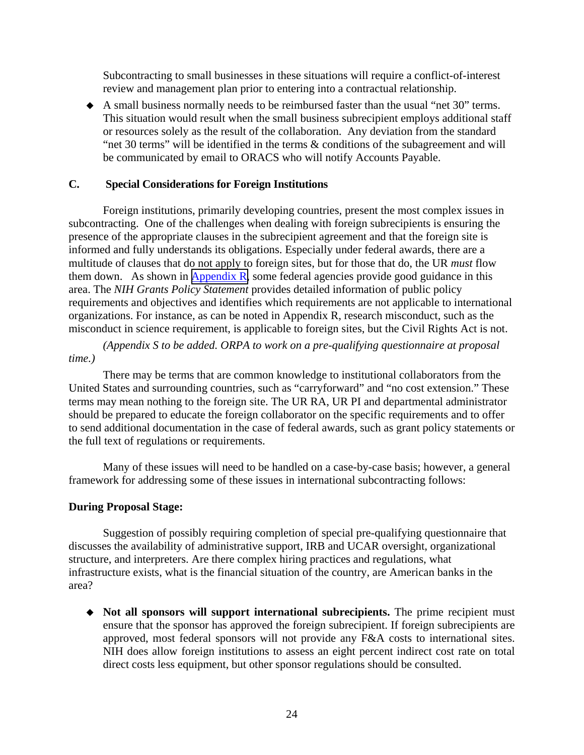Subcontracting to small businesses in these situations will require a conflict-of-interest review and management plan prior to entering into a contractual relationship.

- A small business normally needs to be reimbursed faster than the usual "net 30" terms. This situation would result when the small business subrecipient employs additional staff or resources solely as the result of the collaboration. Any deviation from the standard "net 30 terms" will be identified in the terms & conditions of the subagreement and will be communicated by email to ORACS who will notify Accounts Payable.

### C. Special Considerations for Foreign Institutions

Foreign institutions, primarily developing countries, present the most complex issues in subcontracting. One of the challenges when dealing with foreign subrecipients is ensuring the presence of the appropriate clauses in the subrecipient agreement and that the foreign site is informed and fully understands its obligations. Especially under federal awards, there are a multitude of clauses that do not apply to foreign sites, but for those that do, the UR *must* flow them down. As shown in Appendix R, some federal agencies provide good guidance in this area. The *NIH Grants Policy Statement* provides detailed information of public policy requirements and objectives and identifies which requirements are not applicable to international organizations. For instance, as can be noted in Appendix R, research misconduct, such as the misconduct in science requirement, is applicable to foreign sites, but the Civil Rights Act is not.

*(Appendix S to be added. ORPA to work on a pre-qualifying questionnaire at proposal time.)*

There may be terms that are common knowledge to institutional collaborators from the United States and surrounding countries, such as "carryforward" and "no cost extension." These terms may mean nothing to the foreign site. The UR RA, UR PI and departmental administrator should be prepared to educate the foreign collaborator on the specific requirements and to offer to send additional documentation in the case of federal awards, such as grant policy statements or the full text of regulations or requirements.

Many of these issues will need to be handled on a case-by-case basis; however, a general framework for addressing some of these issues in international subcontracting follows:

**During Proposal Stage:**

Suggestion of possibly requiring completion of special pre-qualifying questionnaire that discusses the availability of administrative support, IRB and UCAR oversight, organizational structure, and interpreters. Are there complex hiring practices and regulations, what infrastructure exists, what is the financial situation of the country, are American banks in the area?

- **Not all sponsors will support international subrecipients.** The prime recipient must ensure that the sponsor has approved the foreign subrecipient. If foreign subrecipients are approved, most federal sponsors will not provide any F&A costs to international sites. NIH does allow foreign institutions to assess an eight percent indirect cost rate on total direct costs less equipment, but other sponsor regulations should be consulted.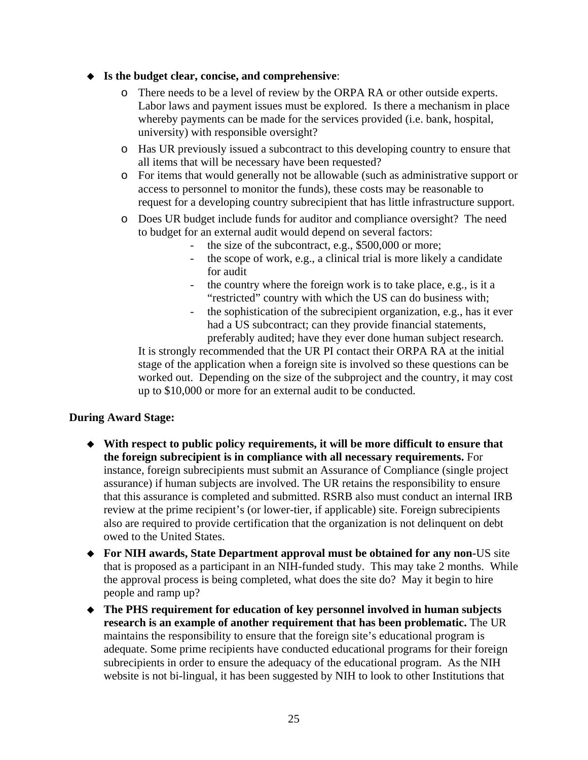- **Is the budget clear, concise, and comprehensive**:
  - There needs to be a level of review by the ORPA RA or other outside experts. Labor laws and payment issues must be explored. Is there a mechanism in place whereby payments can be made for the services provided (i.e. bank, hospital, university) with responsible oversight?
  - Has UR previously issued a subcontract to this developing country to ensure that all items that will be necessary have been requested?
  - For items that would generally not be allowable (such as administrative support or access to personnel to monitor the funds), these costs may be reasonable to request for a developing country subrecipient that has little infrastructure support.
  - Does UR budget include funds for auditor and compliance oversight? The need to budget for an external audit would depend on several factors:
    - the size of the subcontract, e.g., $500,000 or more;
    - the scope of work, e.g., a clinical trial is more likely a candidate for audit
    - the country where the foreign work is to take place, e.g., is it a "restricted" country with which the US can do business with;
    - the sophistication of the subrecipient organization, e.g., has it ever had a US subcontract; can they provide financial statements, preferably audited; have they ever done human subject research.

    It is strongly recommended that the UR PI contact their ORPA RA at the initial stage of the application when a foreign site is involved so these questions can be worked out. Depending on the size of the subproject and the country, it may cost up to $10,000 or more for an external audit to be conducted.

**During Award Stage:**

- **With respect to public policy requirements, it will be more difficult to ensure that the foreign subrecipient is in compliance with all necessary requirements.** For instance, foreign subrecipients must submit an Assurance of Compliance (single project assurance) if human subjects are involved. The UR retains the responsibility to ensure that this assurance is completed and submitted. RSRB also must conduct an internal IRB review at the prime recipient's (or lower-tier, if applicable) site. Foreign subrecipients also are required to provide certification that the organization is not delinquent on debt owed to the United States.
- **For NIH awards, State Department approval must be obtained for any non-**US site that is proposed as a participant in an NIH-funded study. This may take 2 months. While the approval process is being completed, what does the site do? May it begin to hire people and ramp up?
- **The PHS requirement for education of key personnel involved in human subjects research is an example of another requirement that has been problematic.** The UR maintains the responsibility to ensure that the foreign site's educational program is adequate. Some prime recipients have conducted educational programs for their foreign subrecipients in order to ensure the adequacy of the educational program. As the NIH website is not bi-lingual, it has been suggested by NIH to look to other Institutions that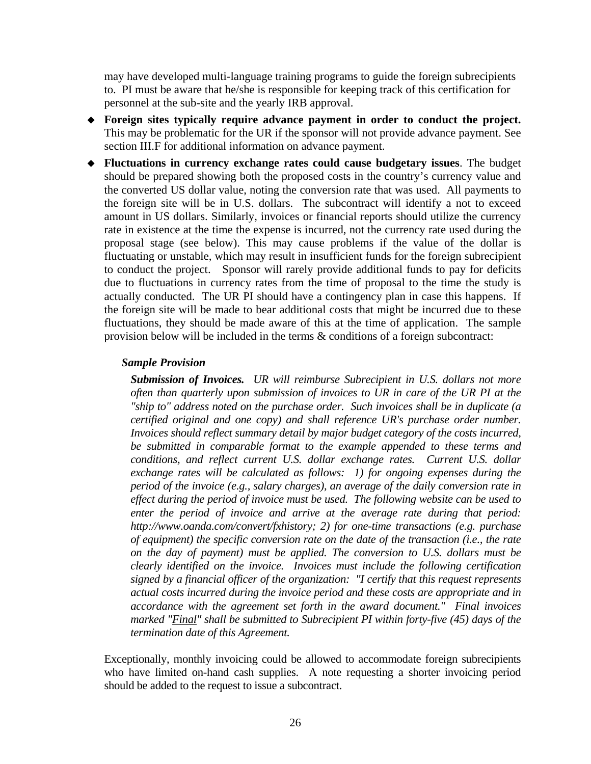may have developed multi-language training programs to guide the foreign subrecipients to. PI must be aware that he/she is responsible for keeping track of this certification for personnel at the sub-site and the yearly IRB approval.

- **Foreign sites typically require advance payment in order to conduct the project.** This may be problematic for the UR if the sponsor will not provide advance payment. See section III.F for additional information on advance payment.
- **Fluctuations in currency exchange rates could cause budgetary issues**. The budget should be prepared showing both the proposed costs in the country's currency value and the converted US dollar value, noting the conversion rate that was used. All payments to the foreign site will be in U.S. dollars. The subcontract will identify a not to exceed amount in US dollars. Similarly, invoices or financial reports should utilize the currency rate in existence at the time the expense is incurred, not the currency rate used during the proposal stage (see below). This may cause problems if the value of the dollar is fluctuating or unstable, which may result in insufficient funds for the foreign subrecipient to conduct the project. Sponsor will rarely provide additional funds to pay for deficits due to fluctuations in currency rates from the time of proposal to the time the study is actually conducted. The UR PI should have a contingency plan in case this happens. If the foreign site will be made to bear additional costs that might be incurred due to these fluctuations, they should be made aware of this at the time of application. The sample provision below will be included in the terms & conditions of a foreign subcontract:

***Sample Provision***

***Submission of Invoices.*** *UR will reimburse Subrecipient in U.S. dollars not more often than quarterly upon submission of invoices to UR in care of the UR PI at the "ship to" address noted on the purchase order. Such invoices shall be in duplicate (a certified original and one copy) and shall reference UR's purchase order number. Invoices should reflect summary detail by major budget category of the costs incurred, be submitted in comparable format to the example appended to these terms and conditions, and reflect current U.S. dollar exchange rates. Current U.S. dollar exchange rates will be calculated as follows: 1) for ongoing expenses during the period of the invoice (e.g., salary charges), an average of the daily conversion rate in effect during the period of invoice must be used. The following website can be used to enter the period of invoice and arrive at the average rate during that period: http://www.oanda.com/convert/fxhistory; 2) for one-time transactions (e.g. purchase of equipment) the specific conversion rate on the date of the transaction (i.e., the rate on the day of payment) must be applied. The conversion to U.S. dollars must be clearly identified on the invoice. Invoices must include the following certification signed by a financial officer of the organization: "I certify that this request represents actual costs incurred during the invoice period and these costs are appropriate and in accordance with the agreement set forth in the award document." Final invoices marked "<u>Final</u>" shall be submitted to Subrecipient PI within forty-five (45) days of the termination date of this Agreement.*

Exceptionally, monthly invoicing could be allowed to accommodate foreign subrecipients who have limited on-hand cash supplies. A note requesting a shorter invoicing period should be added to the request to issue a subcontract.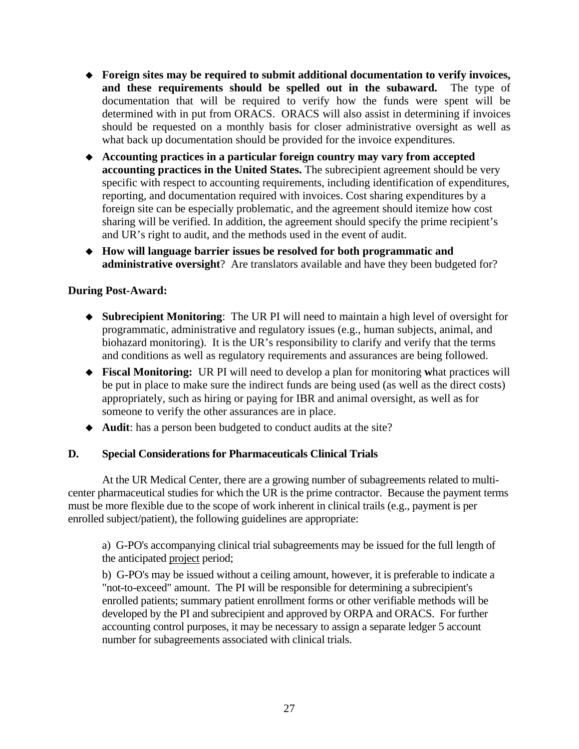- **Foreign sites may be required to submit additional documentation to verify invoices, and these requirements should be spelled out in the subaward.** The type of documentation that will be required to verify how the funds were spent will be determined with in put from ORACS. ORACS will also assist in determining if invoices should be requested on a monthly basis for closer administrative oversight as well as what back up documentation should be provided for the invoice expenditures.
- **Accounting practices in a particular foreign country may vary from accepted accounting practices in the United States.** The subrecipient agreement should be very specific with respect to accounting requirements, including identification of expenditures, reporting, and documentation required with invoices. Cost sharing expenditures by a foreign site can be especially problematic, and the agreement should itemize how cost sharing will be verified. In addition, the agreement should specify the prime recipient's and UR's right to audit, and the methods used in the event of audit.
- **How will language barrier issues be resolved for both programmatic and administrative oversight**? Are translators available and have they been budgeted for?

**During Post-Award:**

- **Subrecipient Monitoring**: The UR PI will need to maintain a high level of oversight for programmatic, administrative and regulatory issues (e.g., human subjects, animal, and biohazard monitoring). It is the UR's responsibility to clarify and verify that the terms and conditions as well as regulatory requirements and assurances are being followed.
- **Fiscal Monitoring:** UR PI will need to develop a plan for monitoring **w**hat practices will be put in place to make sure the indirect funds are being used (as well as the direct costs) appropriately, such as hiring or paying for IBR and animal oversight, as well as for someone to verify the other assurances are in place.
- **Audit**: has a person been budgeted to conduct audits at the site?

### D. Special Considerations for Pharmaceuticals Clinical Trials

At the UR Medical Center, there are a growing number of subagreements related to multi-center pharmaceutical studies for which the UR is the prime contractor. Because the payment terms must be more flexible due to the scope of work inherent in clinical trails (e.g., payment is per enrolled subject/patient), the following guidelines are appropriate:

a) G-PO's accompanying clinical trial subagreements may be issued for the full length of the anticipated project period;

b) G-PO's may be issued without a ceiling amount, however, it is preferable to indicate a "not-to-exceed" amount. The PI will be responsible for determining a subrecipient's enrolled patients; summary patient enrollment forms or other verifiable methods will be developed by the PI and subrecipient and approved by ORPA and ORACS. For further accounting control purposes, it may be necessary to assign a separate ledger 5 account number for subagreements associated with clinical trials.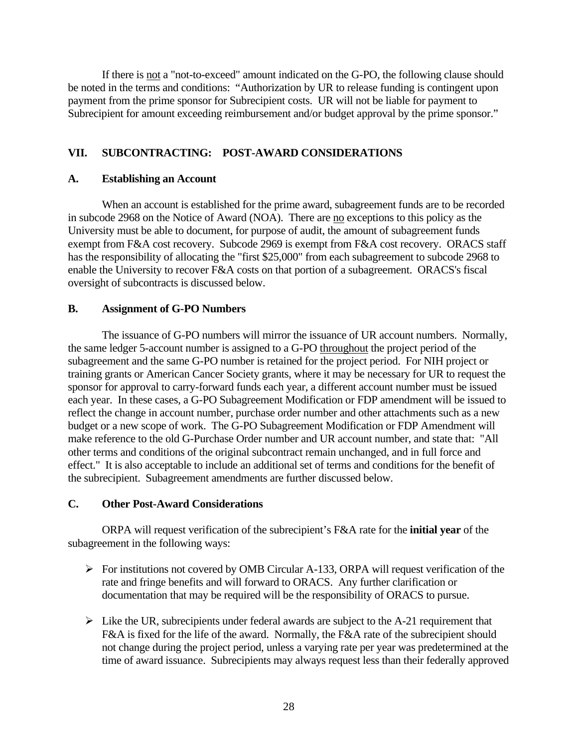If there is <u>not</u> a "not-to-exceed" amount indicated on the G-PO, the following clause should be noted in the terms and conditions: "Authorization by UR to release funding is contingent upon payment from the prime sponsor for Subrecipient costs. UR will not be liable for payment to Subrecipient for amount exceeding reimbursement and/or budget approval by the prime sponsor."

## VII. SUBCONTRACTING: POST-AWARD CONSIDERATIONS

### A. Establishing an Account

When an account is established for the prime award, subagreement funds are to be recorded in subcode 2968 on the Notice of Award (NOA). There are <u>no</u> exceptions to this policy as the University must be able to document, for purpose of audit, the amount of subagreement funds exempt from F&A cost recovery. Subcode 2969 is exempt from F&A cost recovery. ORACS staff has the responsibility of allocating the "first $25,000" from each subagreement to subcode 2968 to enable the University to recover F&A costs on that portion of a subagreement. ORACS's fiscal oversight of subcontracts is discussed below.

### B. Assignment of G-PO Numbers

The issuance of G-PO numbers will mirror the issuance of UR account numbers. Normally, the same ledger 5-account number is assigned to a G-PO <u>throughout</u> the project period of the subagreement and the same G-PO number is retained for the project period. For NIH project or training grants or American Cancer Society grants, where it may be necessary for UR to request the sponsor for approval to carry-forward funds each year, a different account number must be issued each year. In these cases, a G-PO Subagreement Modification or FDP amendment will be issued to reflect the change in account number, purchase order number and other attachments such as a new budget or a new scope of work. The G-PO Subagreement Modification or FDP Amendment will make reference to the old G-Purchase Order number and UR account number, and state that: "All other terms and conditions of the original subcontract remain unchanged, and in full force and effect." It is also acceptable to include an additional set of terms and conditions for the benefit of the subrecipient. Subagreement amendments are further discussed below.

### C. Other Post-Award Considerations

ORPA will request verification of the subrecipient's F&A rate for the **initial year** of the subagreement in the following ways:

- For institutions not covered by OMB Circular A-133, ORPA will request verification of the rate and fringe benefits and will forward to ORACS. Any further clarification or documentation that may be required will be the responsibility of ORACS to pursue.
- Like the UR, subrecipients under federal awards are subject to the A-21 requirement that F&A is fixed for the life of the award. Normally, the F&A rate of the subrecipient should not change during the project period, unless a varying rate per year was predetermined at the time of award issuance. Subrecipients may always request less than their federally approved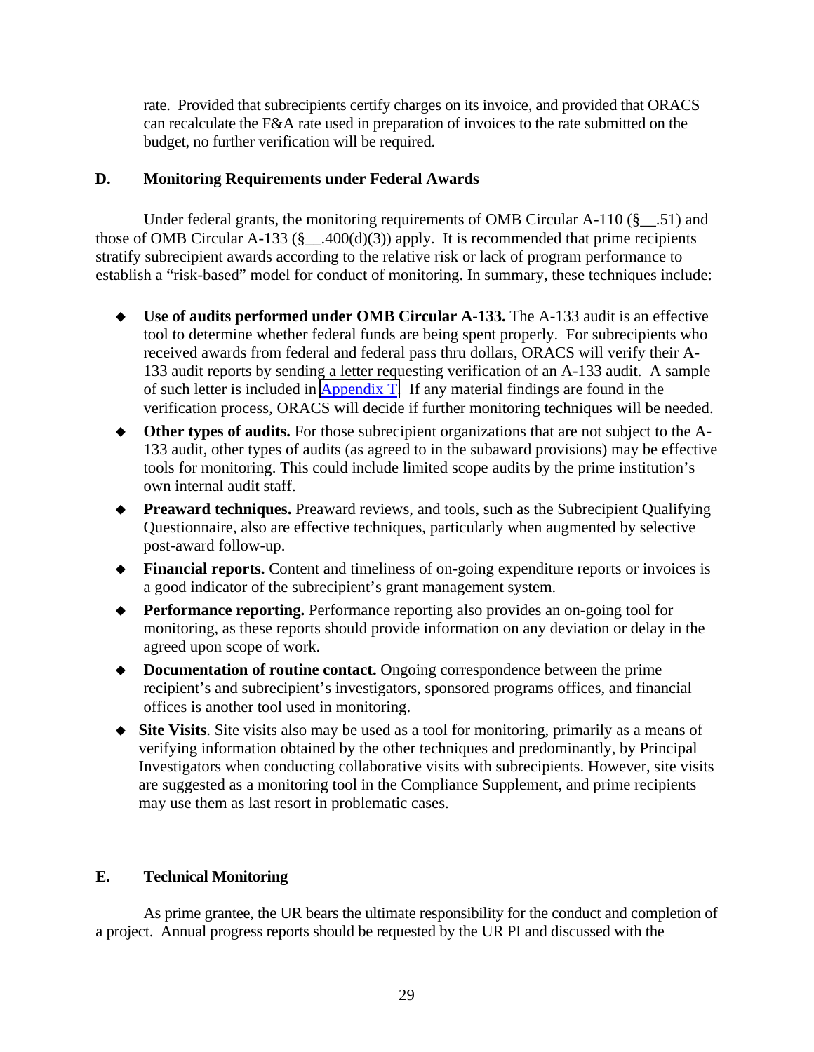rate. Provided that subrecipients certify charges on its invoice, and provided that ORACS can recalculate the F&A rate used in preparation of invoices to the rate submitted on the budget, no further verification will be required.

## D. Monitoring Requirements under Federal Awards

Under federal grants, the monitoring requirements of OMB Circular A-110 (§__.51) and those of OMB Circular A-133 (§__.400(d)(3)) apply. It is recommended that prime recipients stratify subrecipient awards according to the relative risk or lack of program performance to establish a "risk-based" model for conduct of monitoring. In summary, these techniques include:

- **Use of audits performed under OMB Circular A-133.** The A-133 audit is an effective tool to determine whether federal funds are being spent properly. For subrecipients who received awards from federal and federal pass thru dollars, ORACS will verify their A-133 audit reports by sending a letter requesting verification of an A-133 audit. A sample of such letter is included in Appendix T. If any material findings are found in the verification process, ORACS will decide if further monitoring techniques will be needed.
- **Other types of audits.** For those subrecipient organizations that are not subject to the A-133 audit, other types of audits (as agreed to in the subaward provisions) may be effective tools for monitoring. This could include limited scope audits by the prime institution's own internal audit staff.
- **Preaward techniques.** Preaward reviews, and tools, such as the Subrecipient Qualifying Questionnaire, also are effective techniques, particularly when augmented by selective post-award follow-up.
- **Financial reports.** Content and timeliness of on-going expenditure reports or invoices is a good indicator of the subrecipient's grant management system.
- **Performance reporting.** Performance reporting also provides an on-going tool for monitoring, as these reports should provide information on any deviation or delay in the agreed upon scope of work.
- **Documentation of routine contact.** Ongoing correspondence between the prime recipient's and subrecipient's investigators, sponsored programs offices, and financial offices is another tool used in monitoring.
- **Site Visits**. Site visits also may be used as a tool for monitoring, primarily as a means of verifying information obtained by the other techniques and predominantly, by Principal Investigators when conducting collaborative visits with subrecipients. However, site visits are suggested as a monitoring tool in the Compliance Supplement, and prime recipients may use them as last resort in problematic cases.

## E. Technical Monitoring

As prime grantee, the UR bears the ultimate responsibility for the conduct and completion of a project. Annual progress reports should be requested by the UR PI and discussed with the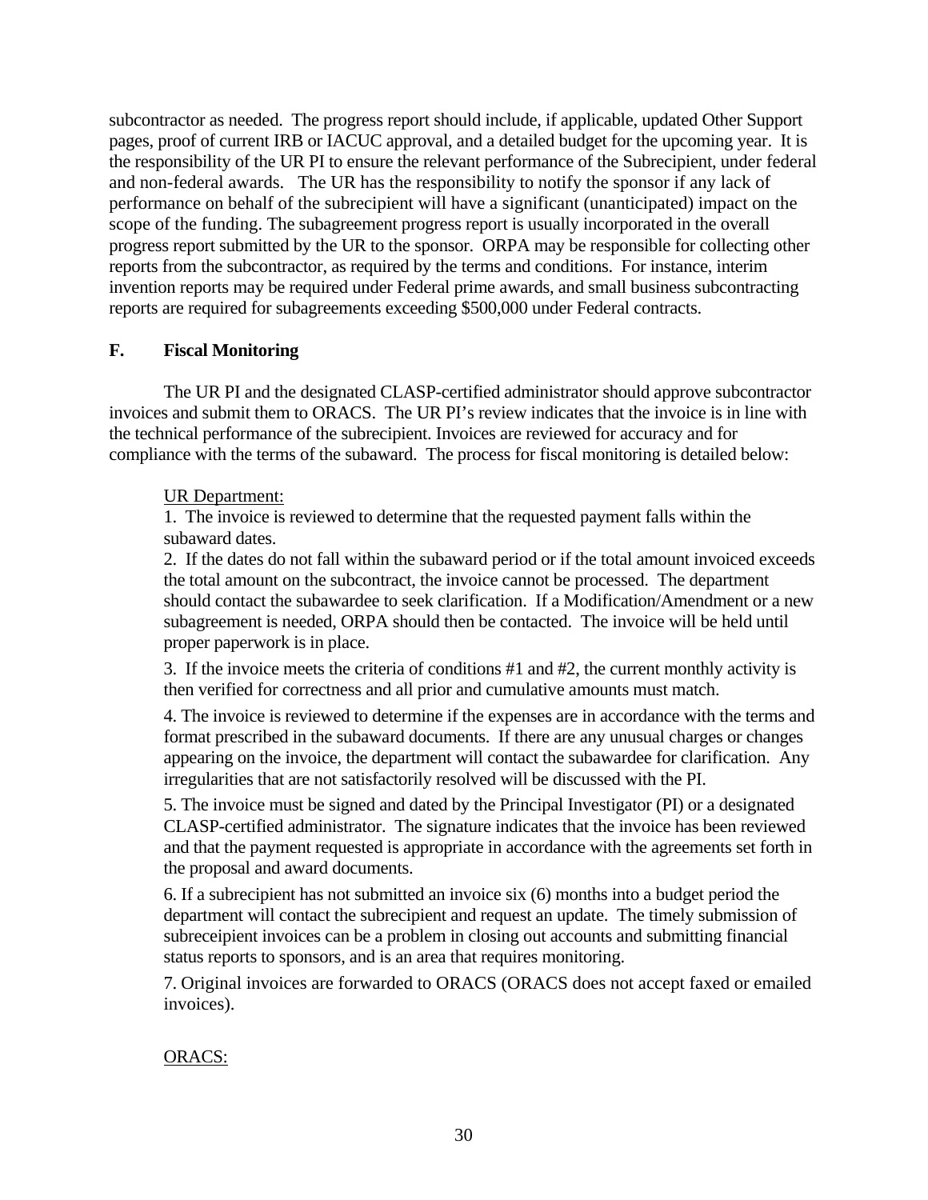subcontractor as needed. The progress report should include, if applicable, updated Other Support pages, proof of current IRB or IACUC approval, and a detailed budget for the upcoming year. It is the responsibility of the UR PI to ensure the relevant performance of the Subrecipient, under federal and non-federal awards. The UR has the responsibility to notify the sponsor if any lack of performance on behalf of the subrecipient will have a significant (unanticipated) impact on the scope of the funding. The subagreement progress report is usually incorporated in the overall progress report submitted by the UR to the sponsor. ORPA may be responsible for collecting other reports from the subcontractor, as required by the terms and conditions. For instance, interim invention reports may be required under Federal prime awards, and small business subcontracting reports are required for subagreements exceeding $500,000 under Federal contracts.

## F. Fiscal Monitoring

The UR PI and the designated CLASP-certified administrator should approve subcontractor invoices and submit them to ORACS. The UR PI's review indicates that the invoice is in line with the technical performance of the subrecipient. Invoices are reviewed for accuracy and for compliance with the terms of the subaward. The process for fiscal monitoring is detailed below:

<u>UR Department:</u>

1. The invoice is reviewed to determine that the requested payment falls within the subaward dates.
2. If the dates do not fall within the subaward period or if the total amount invoiced exceeds the total amount on the subcontract, the invoice cannot be processed. The department should contact the subawardee to seek clarification. If a Modification/Amendment or a new subagreement is needed, ORPA should then be contacted. The invoice will be held until proper paperwork is in place.
3. If the invoice meets the criteria of conditions #1 and #2, the current monthly activity is then verified for correctness and all prior and cumulative amounts must match.
4. The invoice is reviewed to determine if the expenses are in accordance with the terms and format prescribed in the subaward documents. If there are any unusual charges or changes appearing on the invoice, the department will contact the subawardee for clarification. Any irregularities that are not satisfactorily resolved will be discussed with the PI.
5. The invoice must be signed and dated by the Principal Investigator (PI) or a designated CLASP-certified administrator. The signature indicates that the invoice has been reviewed and that the payment requested is appropriate in accordance with the agreements set forth in the proposal and award documents.
6. If a subrecipient has not submitted an invoice six (6) months into a budget period the department will contact the subrecipient and request an update. The timely submission of subreceipient invoices can be a problem in closing out accounts and submitting financial status reports to sponsors, and is an area that requires monitoring.
7. Original invoices are forwarded to ORACS (ORACS does not accept faxed or emailed invoices).

<u>ORACS:</u>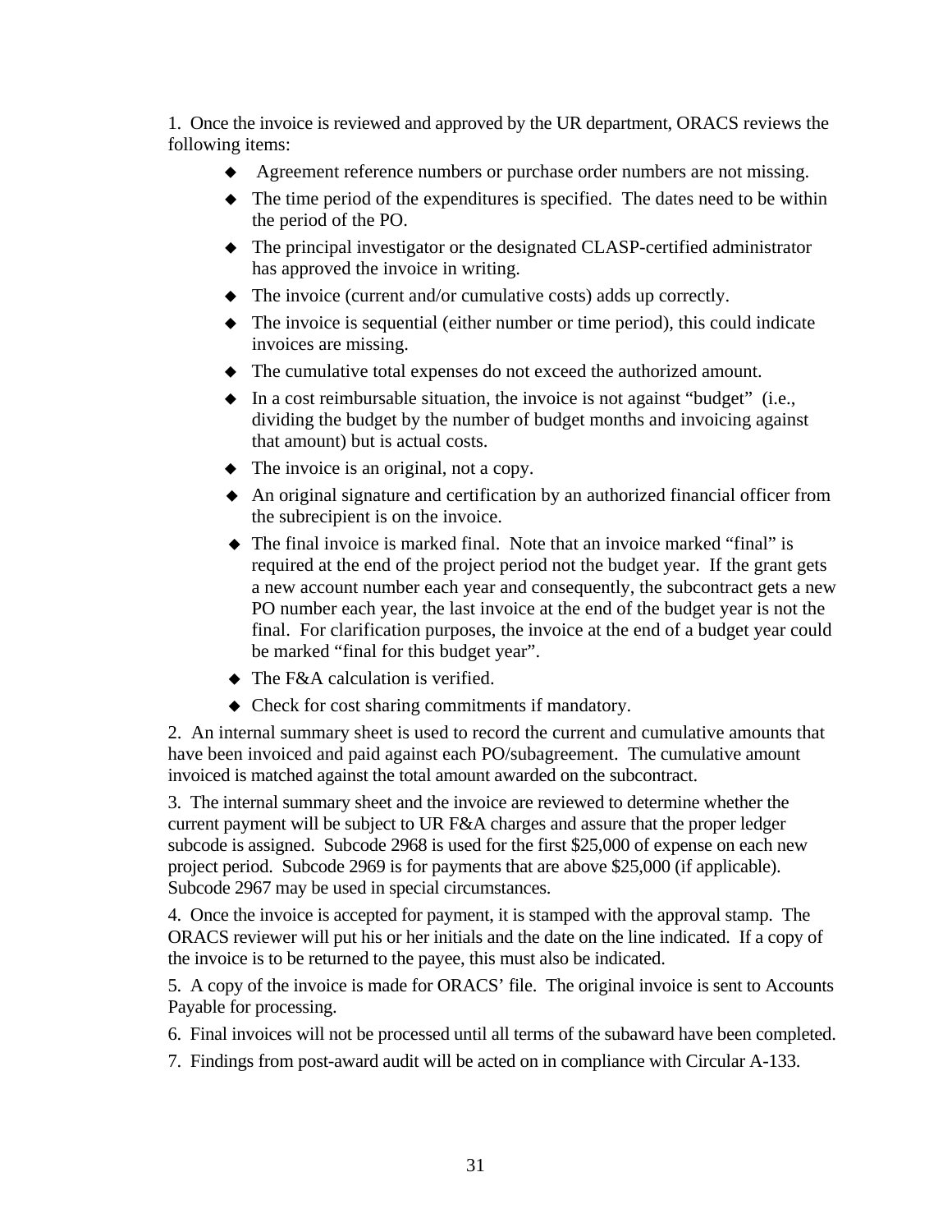1. Once the invoice is reviewed and approved by the UR department, ORACS reviews the following items:

- Agreement reference numbers or purchase order numbers are not missing.
- The time period of the expenditures is specified. The dates need to be within the period of the PO.
- The principal investigator or the designated CLASP-certified administrator has approved the invoice in writing.
- The invoice (current and/or cumulative costs) adds up correctly.
- The invoice is sequential (either number or time period), this could indicate invoices are missing.
- The cumulative total expenses do not exceed the authorized amount.
- In a cost reimbursable situation, the invoice is not against "budget" (i.e., dividing the budget by the number of budget months and invoicing against that amount) but is actual costs.
- The invoice is an original, not a copy.
- An original signature and certification by an authorized financial officer from the subrecipient is on the invoice.
- The final invoice is marked final. Note that an invoice marked "final" is required at the end of the project period not the budget year. If the grant gets a new account number each year and consequently, the subcontract gets a new PO number each year, the last invoice at the end of the budget year is not the final. For clarification purposes, the invoice at the end of a budget year could be marked "final for this budget year".
- The F&A calculation is verified.
- Check for cost sharing commitments if mandatory.

2. An internal summary sheet is used to record the current and cumulative amounts that have been invoiced and paid against each PO/subagreement. The cumulative amount invoiced is matched against the total amount awarded on the subcontract.

3. The internal summary sheet and the invoice are reviewed to determine whether the current payment will be subject to UR F&A charges and assure that the proper ledger subcode is assigned. Subcode 2968 is used for the first $25,000 of expense on each new project period. Subcode 2969 is for payments that are above $25,000 (if applicable). Subcode 2967 may be used in special circumstances.

4. Once the invoice is accepted for payment, it is stamped with the approval stamp. The ORACS reviewer will put his or her initials and the date on the line indicated. If a copy of the invoice is to be returned to the payee, this must also be indicated.

5. A copy of the invoice is made for ORACS' file. The original invoice is sent to Accounts Payable for processing.

6. Final invoices will not be processed until all terms of the subaward have been completed.

7. Findings from post-award audit will be acted on in compliance with Circular A-133.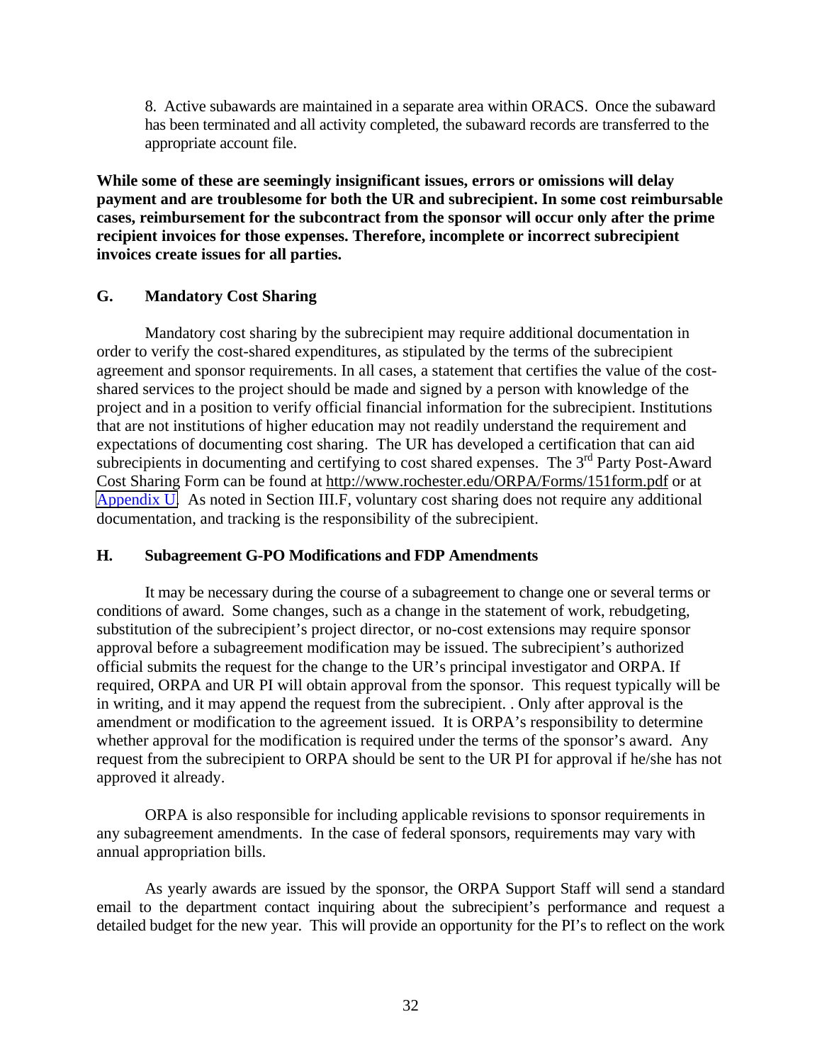8. Active subawards are maintained in a separate area within ORACS. Once the subaward has been terminated and all activity completed, the subaward records are transferred to the appropriate account file.

**While some of these are seemingly insignificant issues, errors or omissions will delay payment and are troublesome for both the UR and subrecipient. In some cost reimbursable cases, reimbursement for the subcontract from the sponsor will occur only after the prime recipient invoices for those expenses. Therefore, incomplete or incorrect subrecipient invoices create issues for all parties.**

### G. Mandatory Cost Sharing

Mandatory cost sharing by the subrecipient may require additional documentation in order to verify the cost-shared expenditures, as stipulated by the terms of the subrecipient agreement and sponsor requirements. In all cases, a statement that certifies the value of the cost-shared services to the project should be made and signed by a person with knowledge of the project and in a position to verify official financial information for the subrecipient. Institutions that are not institutions of higher education may not readily understand the requirement and expectations of documenting cost sharing. The UR has developed a certification that can aid subrecipients in documenting and certifying to cost shared expenses. The 3rd Party Post-Award Cost Sharing Form can be found at http://www.rochester.edu/ORPA/Forms/151form.pdf or at Appendix U. As noted in Section III.F, voluntary cost sharing does not require any additional documentation, and tracking is the responsibility of the subrecipient.

### H. Subagreement G-PO Modifications and FDP Amendments

It may be necessary during the course of a subagreement to change one or several terms or conditions of award. Some changes, such as a change in the statement of work, rebudgeting, substitution of the subrecipient's project director, or no-cost extensions may require sponsor approval before a subagreement modification may be issued. The subrecipient's authorized official submits the request for the change to the UR's principal investigator and ORPA. If required, ORPA and UR PI will obtain approval from the sponsor. This request typically will be in writing, and it may append the request from the subrecipient. . Only after approval is the amendment or modification to the agreement issued. It is ORPA's responsibility to determine whether approval for the modification is required under the terms of the sponsor's award. Any request from the subrecipient to ORPA should be sent to the UR PI for approval if he/she has not approved it already.

ORPA is also responsible for including applicable revisions to sponsor requirements in any subagreement amendments. In the case of federal sponsors, requirements may vary with annual appropriation bills.

As yearly awards are issued by the sponsor, the ORPA Support Staff will send a standard email to the department contact inquiring about the subrecipient's performance and request a detailed budget for the new year. This will provide an opportunity for the PI's to reflect on the work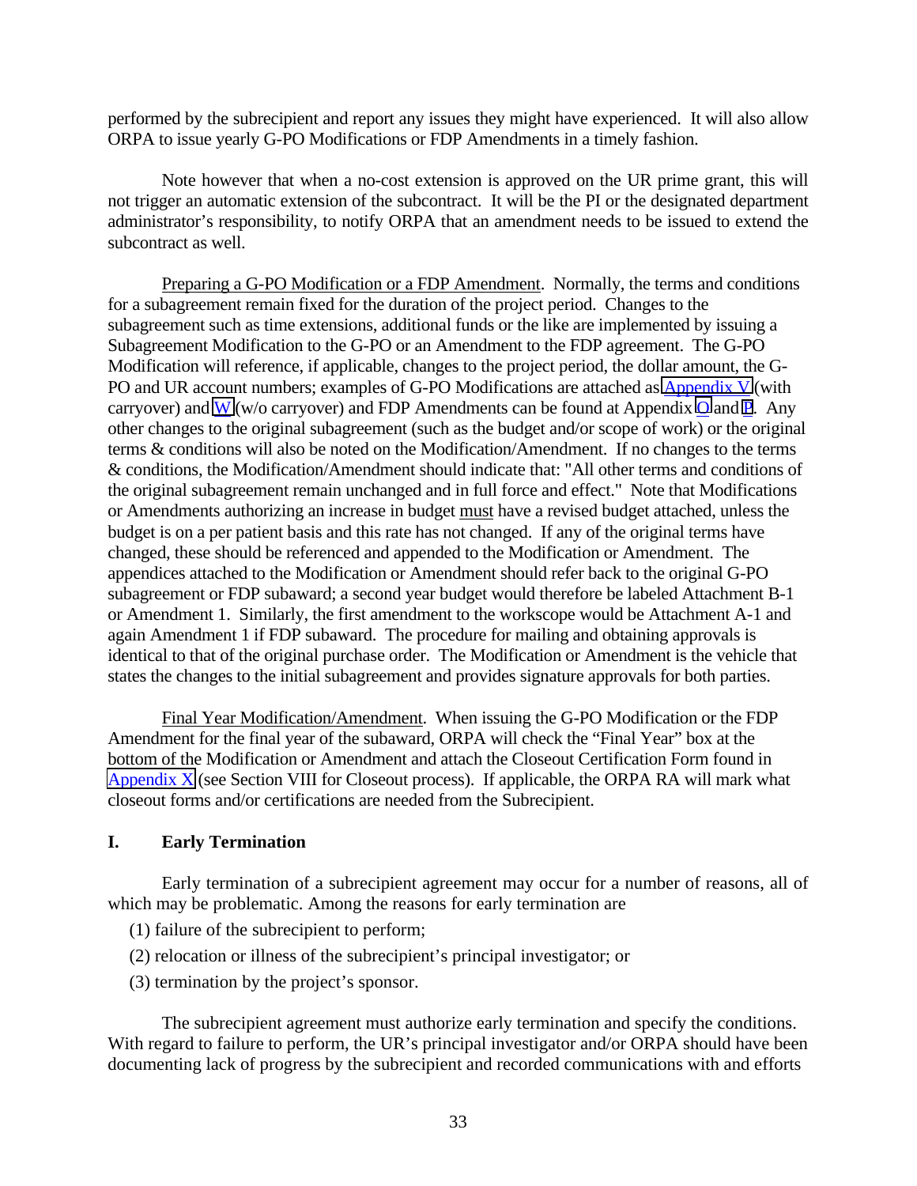performed by the subrecipient and report any issues they might have experienced. It will also allow ORPA to issue yearly G-PO Modifications or FDP Amendments in a timely fashion.

Note however that when a no-cost extension is approved on the UR prime grant, this will not trigger an automatic extension of the subcontract. It will be the PI or the designated department administrator's responsibility, to notify ORPA that an amendment needs to be issued to extend the subcontract as well.

Preparing a G-PO Modification or a FDP Amendment. Normally, the terms and conditions for a subagreement remain fixed for the duration of the project period. Changes to the subagreement such as time extensions, additional funds or the like are implemented by issuing a Subagreement Modification to the G-PO or an Amendment to the FDP agreement. The G-PO Modification will reference, if applicable, changes to the project period, the dollar amount, the G-PO and UR account numbers; examples of G-PO Modifications are attached as Appendix V (with carryover) and W (w/o carryover) and FDP Amendments can be found at Appendix O and P. Any other changes to the original subagreement (such as the budget and/or scope of work) or the original terms & conditions will also be noted on the Modification/Amendment. If no changes to the terms & conditions, the Modification/Amendment should indicate that: "All other terms and conditions of the original subagreement remain unchanged and in full force and effect." Note that Modifications or Amendments authorizing an increase in budget must have a revised budget attached, unless the budget is on a per patient basis and this rate has not changed. If any of the original terms have changed, these should be referenced and appended to the Modification or Amendment. The appendices attached to the Modification or Amendment should refer back to the original G-PO subagreement or FDP subaward; a second year budget would therefore be labeled Attachment B-1 or Amendment 1. Similarly, the first amendment to the workscope would be Attachment A-1 and again Amendment 1 if FDP subaward. The procedure for mailing and obtaining approvals is identical to that of the original purchase order. The Modification or Amendment is the vehicle that states the changes to the initial subagreement and provides signature approvals for both parties.

Final Year Modification/Amendment. When issuing the G-PO Modification or the FDP Amendment for the final year of the subaward, ORPA will check the "Final Year" box at the bottom of the Modification or Amendment and attach the Closeout Certification Form found in Appendix X (see Section VIII for Closeout process). If applicable, the ORPA RA will mark what closeout forms and/or certifications are needed from the Subrecipient.

## I. Early Termination

Early termination of a subrecipient agreement may occur for a number of reasons, all of which may be problematic. Among the reasons for early termination are

(1) failure of the subrecipient to perform;

(2) relocation or illness of the subrecipient's principal investigator; or

(3) termination by the project's sponsor.

The subrecipient agreement must authorize early termination and specify the conditions. With regard to failure to perform, the UR's principal investigator and/or ORPA should have been documenting lack of progress by the subrecipient and recorded communications with and efforts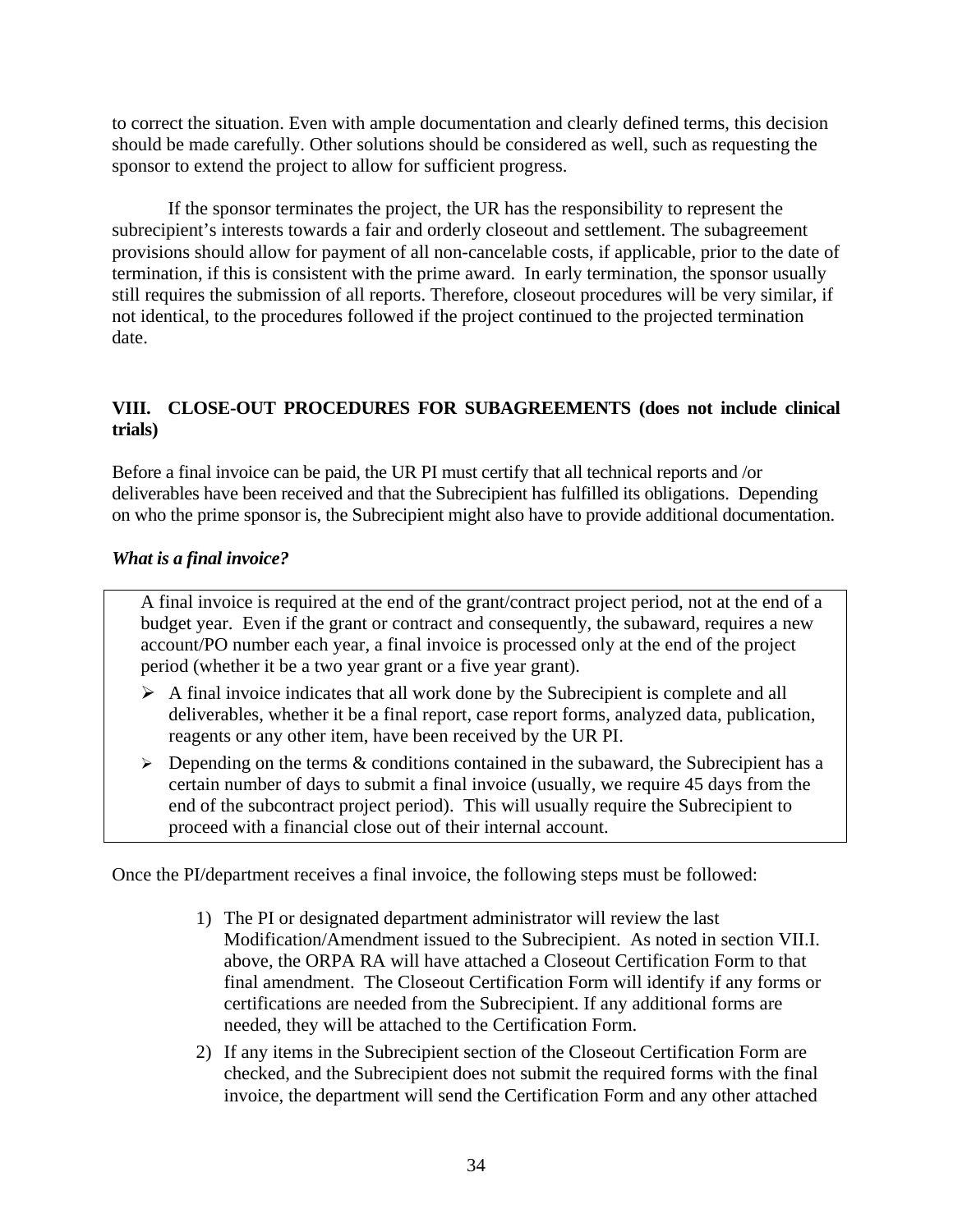to correct the situation. Even with ample documentation and clearly defined terms, this decision should be made carefully. Other solutions should be considered as well, such as requesting the sponsor to extend the project to allow for sufficient progress.

If the sponsor terminates the project, the UR has the responsibility to represent the subrecipient's interests towards a fair and orderly closeout and settlement. The subagreement provisions should allow for payment of all non-cancelable costs, if applicable, prior to the date of termination, if this is consistent with the prime award. In early termination, the sponsor usually still requires the submission of all reports. Therefore, closeout procedures will be very similar, if not identical, to the procedures followed if the project continued to the projected termination date.

## VIII. CLOSE-OUT PROCEDURES FOR SUBAGREEMENTS (does not include clinical trials)

Before a final invoice can be paid, the UR PI must certify that all technical reports and /or deliverables have been received and that the Subrecipient has fulfilled its obligations. Depending on who the prime sponsor is, the Subrecipient might also have to provide additional documentation.

***What is a final invoice?***

A final invoice is required at the end of the grant/contract project period, not at the end of a budget year. Even if the grant or contract and consequently, the subaward, requires a new account/PO number each year, a final invoice is processed only at the end of the project period (whether it be a two year grant or a five year grant).

- A final invoice indicates that all work done by the Subrecipient is complete and all deliverables, whether it be a final report, case report forms, analyzed data, publication, reagents or any other item, have been received by the UR PI.
- Depending on the terms & conditions contained in the subaward, the Subrecipient has a certain number of days to submit a final invoice (usually, we require 45 days from the end of the subcontract project period). This will usually require the Subrecipient to proceed with a financial close out of their internal account.

Once the PI/department receives a final invoice, the following steps must be followed:

1) The PI or designated department administrator will review the last Modification/Amendment issued to the Subrecipient. As noted in section VII.I. above, the ORPA RA will have attached a Closeout Certification Form to that final amendment. The Closeout Certification Form will identify if any forms or certifications are needed from the Subrecipient. If any additional forms are needed, they will be attached to the Certification Form.
2) If any items in the Subrecipient section of the Closeout Certification Form are checked, and the Subrecipient does not submit the required forms with the final invoice, the department will send the Certification Form and any other attached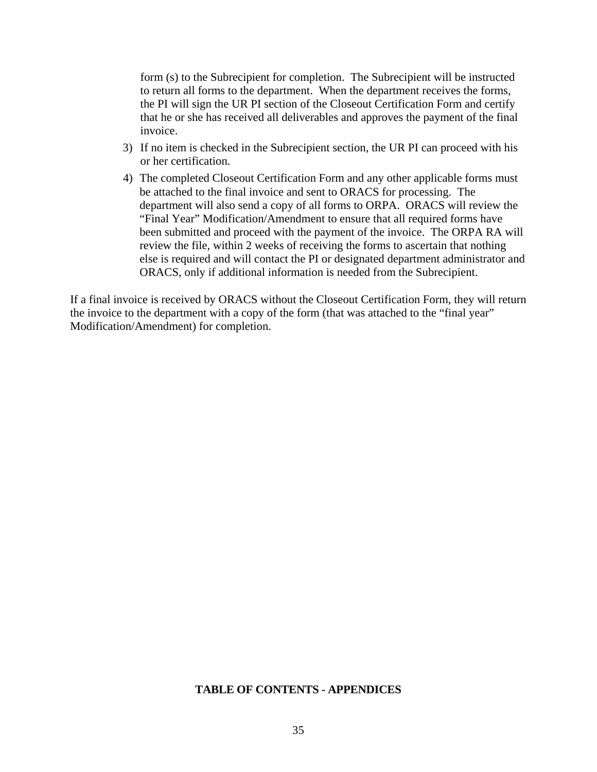form (s) to the Subrecipient for completion. The Subrecipient will be instructed to return all forms to the department. When the department receives the forms, the PI will sign the UR PI section of the Closeout Certification Form and certify that he or she has received all deliverables and approves the payment of the final invoice.

3) If no item is checked in the Subrecipient section, the UR PI can proceed with his or her certification.
4) The completed Closeout Certification Form and any other applicable forms must be attached to the final invoice and sent to ORACS for processing. The department will also send a copy of all forms to ORPA. ORACS will review the "Final Year" Modification/Amendment to ensure that all required forms have been submitted and proceed with the payment of the invoice. The ORPA RA will review the file, within 2 weeks of receiving the forms to ascertain that nothing else is required and will contact the PI or designated department administrator and ORACS, only if additional information is needed from the Subrecipient.

If a final invoice is received by ORACS without the Closeout Certification Form, they will return the invoice to the department with a copy of the form (that was attached to the "final year" Modification/Amendment) for completion.

**TABLE OF CONTENTS - APPENDICES**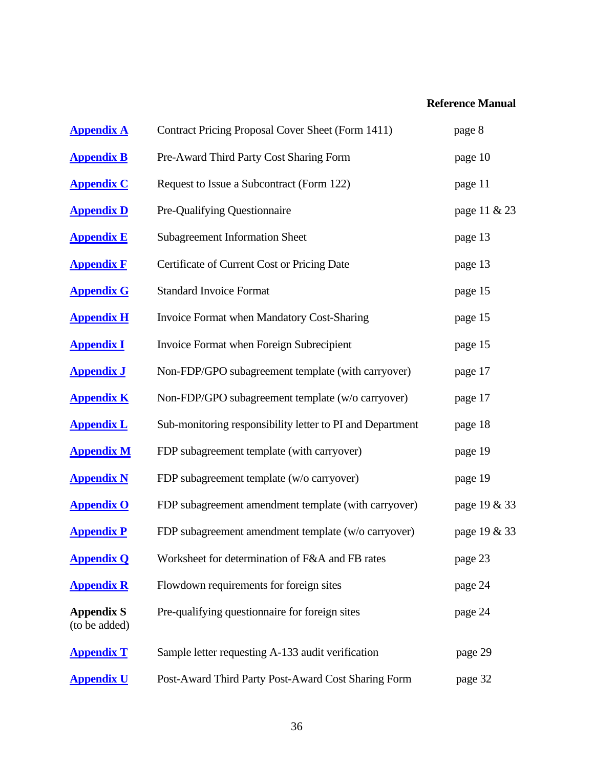**Reference Manual**

| | | |
|---|---|---|
| **Appendix A** | Contract Pricing Proposal Cover Sheet (Form 1411) | page 8 |
| **Appendix B** | Pre-Award Third Party Cost Sharing Form | page 10 |
| **Appendix C** | Request to Issue a Subcontract (Form 122) | page 11 |
| **Appendix D** | Pre-Qualifying Questionnaire | page 11 & 23 |
| **Appendix E** | Subagreement Information Sheet | page 13 |
| **Appendix F** | Certificate of Current Cost or Pricing Date | page 13 |
| **Appendix G** | Standard Invoice Format | page 15 |
| **Appendix H** | Invoice Format when Mandatory Cost-Sharing | page 15 |
| **Appendix I** | Invoice Format when Foreign Subrecipient | page 15 |
| **Appendix J** | Non-FDP/GPO subagreement template (with carryover) | page 17 |
| **Appendix K** | Non-FDP/GPO subagreement template (w/o carryover) | page 17 |
| **Appendix L** | Sub-monitoring responsibility letter to PI and Department | page 18 |
| **Appendix M** | FDP subagreement template (with carryover) | page 19 |
| **Appendix N** | FDP subagreement template (w/o carryover) | page 19 |
| **Appendix O** | FDP subagreement amendment template (with carryover) | page 19 & 33 |
| **Appendix P** | FDP subagreement amendment template (w/o carryover) | page 19 & 33 |
| **Appendix Q** | Worksheet for determination of F&A and FB rates | page 23 |
| **Appendix R** | Flowdown requirements for foreign sites | page 24 |
| **Appendix S** (to be added) | Pre-qualifying questionnaire for foreign sites | page 24 |
| **Appendix T** | Sample letter requesting A-133 audit verification | page 29 |
| **Appendix U** | Post-Award Third Party Post-Award Cost Sharing Form | page 32 |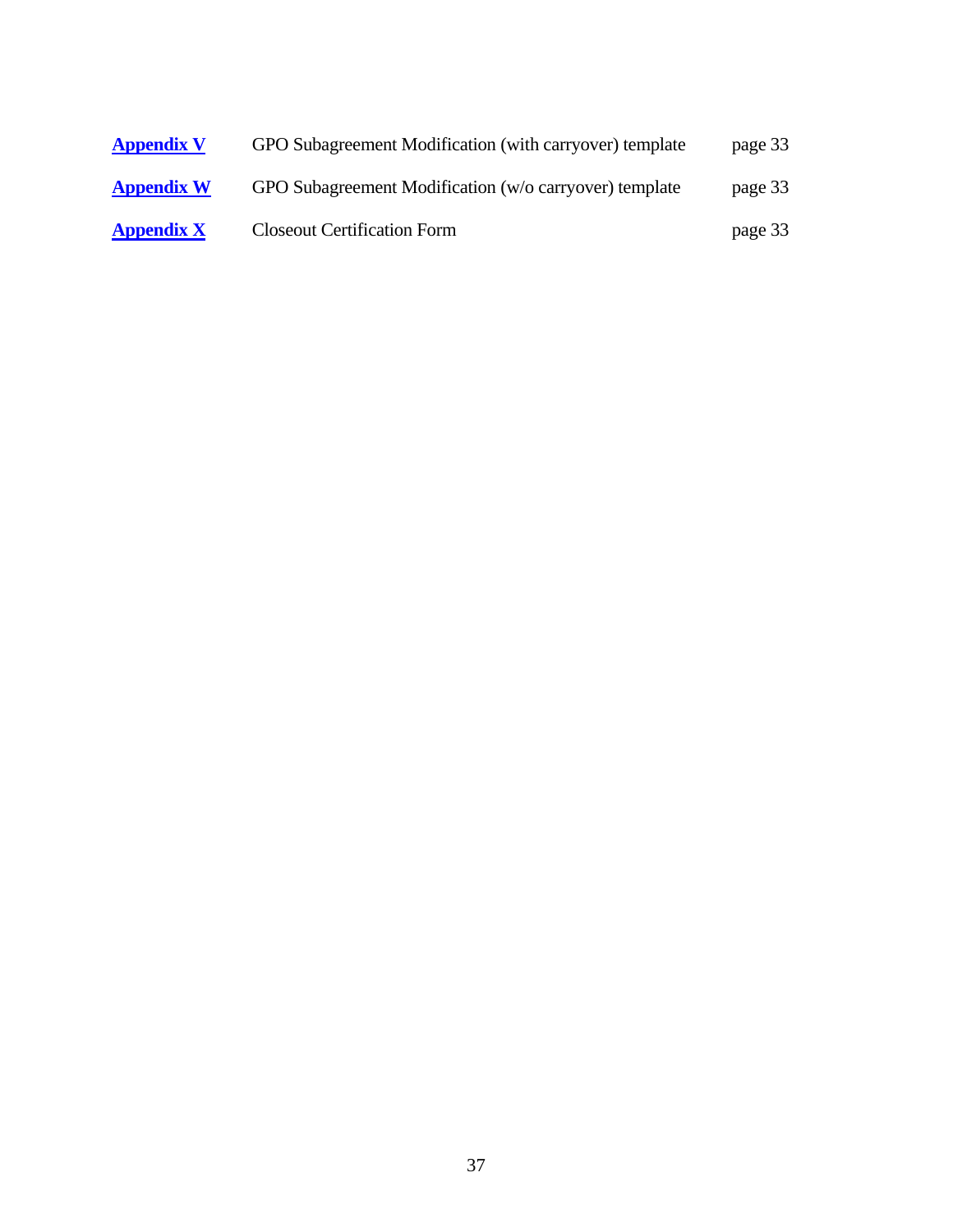| | | |
| --- | --- | --- |
| **Appendix V** | GPO Subagreement Modification (with carryover) template | page 33 |
| **Appendix W** | GPO Subagreement Modification (w/o carryover) template | page 33 |
| **Appendix X** | Closeout Certification Form | page 33 |